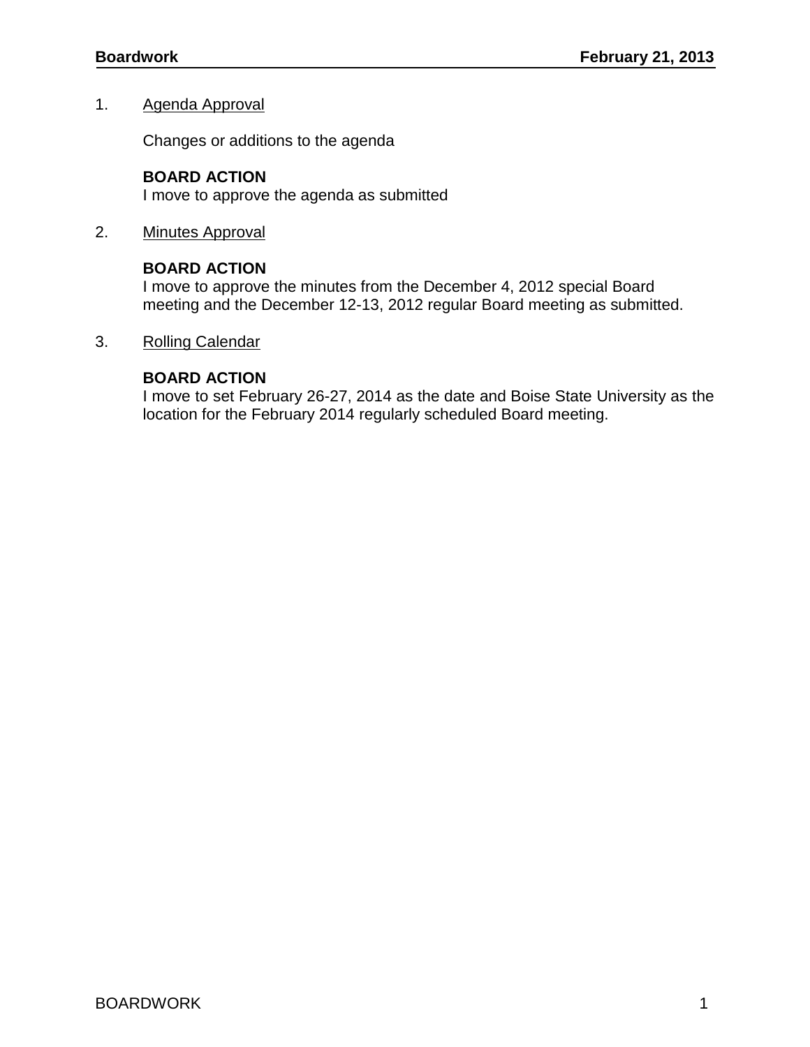1. Agenda Approval

   Changes or additions to the agenda

   **BOARD ACTION**
   I move to approve the agenda as submitted

2. Minutes Approval

   **BOARD ACTION**
   I move to approve the minutes from the December 4, 2012 special Board meeting and the December 12-13, 2012 regular Board meeting as submitted.

3. Rolling Calendar

   **BOARD ACTION**
   I move to set February 26-27, 2014 as the date and Boise State University as the location for the February 2014 regularly scheduled Board meeting.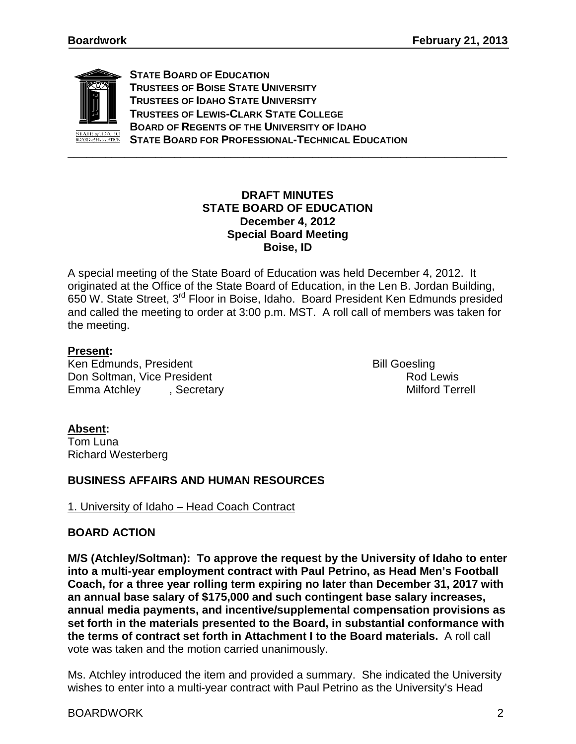**STATE BOARD OF EDUCATION**
**TRUSTEES OF BOISE STATE UNIVERSITY**
**TRUSTEES OF IDAHO STATE UNIVERSITY**
**TRUSTEES OF LEWIS-CLARK STATE COLLEGE**
**BOARD OF REGENTS OF THE UNIVERSITY OF IDAHO**
**STATE BOARD FOR PROFESSIONAL-TECHNICAL EDUCATION**

---

**DRAFT MINUTES**
**STATE BOARD OF EDUCATION**
**December 4, 2012**
**Special Board Meeting**
**Boise, ID**

A special meeting of the State Board of Education was held December 4, 2012. It originated at the Office of the State Board of Education, in the Len B. Jordan Building, 650 W. State Street, 3rd Floor in Boise, Idaho. Board President Ken Edmunds presided and called the meeting to order at 3:00 p.m. MST. A roll call of members was taken for the meeting.

**Present:**

Ken Edmunds, President
Don Soltman, Vice President
Emma Atchley, Secretary
Bill Goesling
Rod Lewis
Milford Terrell

**Absent:**

Tom Luna
Richard Westerberg

## BUSINESS AFFAIRS AND HUMAN RESOURCES

1. University of Idaho – Head Coach Contract

### BOARD ACTION

**M/S (Atchley/Soltman): To approve the request by the University of Idaho to enter into a multi-year employment contract with Paul Petrino, as Head Men's Football Coach, for a three year rolling term expiring no later than December 31, 2017 with an annual base salary of $175,000 and such contingent base salary increases, annual media payments, and incentive/supplemental compensation provisions as set forth in the materials presented to the Board, in substantial conformance with the terms of contract set forth in Attachment I to the Board materials.** A roll call vote was taken and the motion carried unanimously.

Ms. Atchley introduced the item and provided a summary. She indicated the University wishes to enter into a multi-year contract with Paul Petrino as the University's Head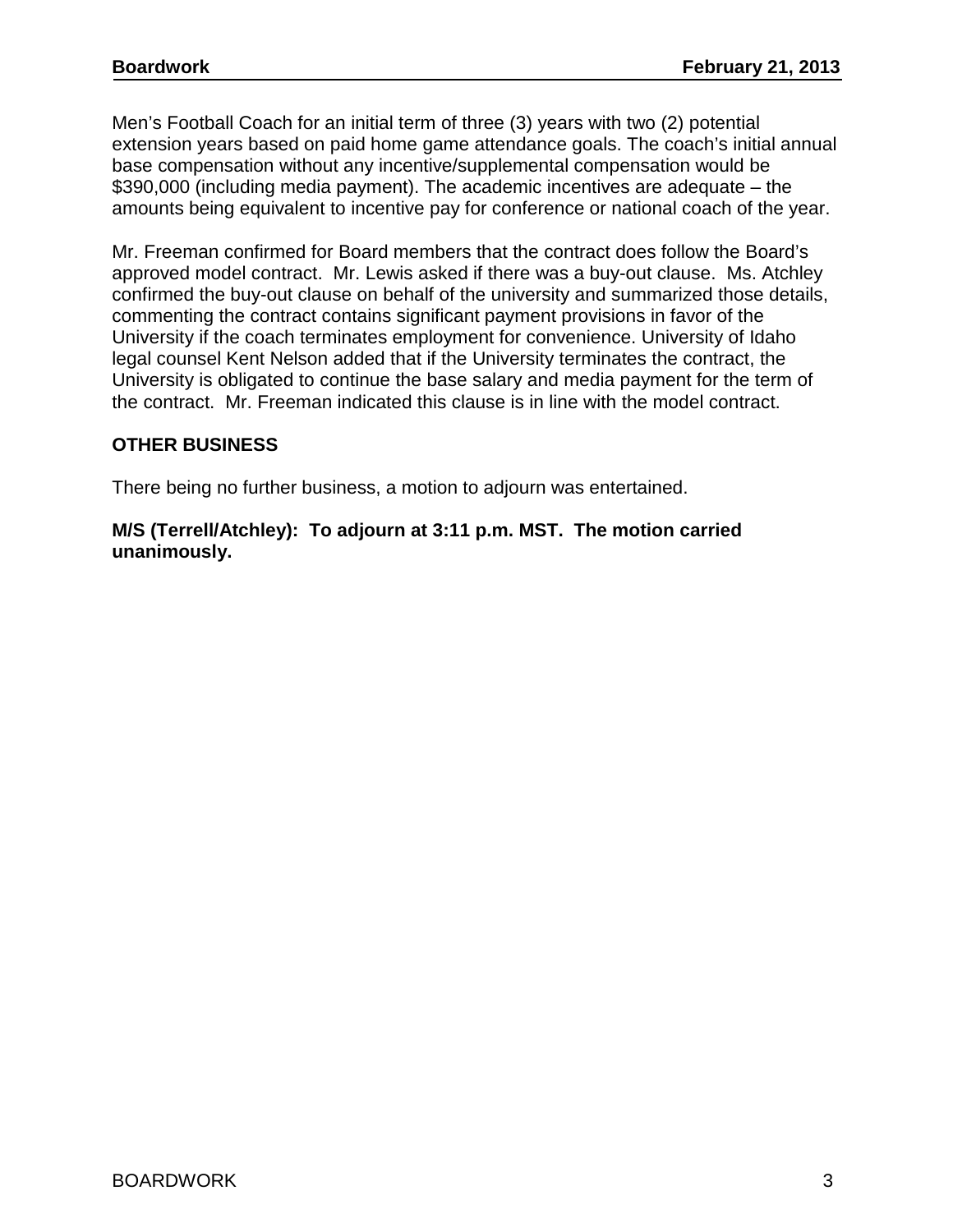Men's Football Coach for an initial term of three (3) years with two (2) potential extension years based on paid home game attendance goals. The coach's initial annual base compensation without any incentive/supplemental compensation would be $390,000 (including media payment). The academic incentives are adequate – the amounts being equivalent to incentive pay for conference or national coach of the year.

Mr. Freeman confirmed for Board members that the contract does follow the Board's approved model contract. Mr. Lewis asked if there was a buy-out clause. Ms. Atchley confirmed the buy-out clause on behalf of the university and summarized those details, commenting the contract contains significant payment provisions in favor of the University if the coach terminates employment for convenience. University of Idaho legal counsel Kent Nelson added that if the University terminates the contract, the University is obligated to continue the base salary and media payment for the term of the contract. Mr. Freeman indicated this clause is in line with the model contract.

### OTHER BUSINESS

There being no further business, a motion to adjourn was entertained.

**M/S (Terrell/Atchley): To adjourn at 3:11 p.m. MST. The motion carried unanimously.**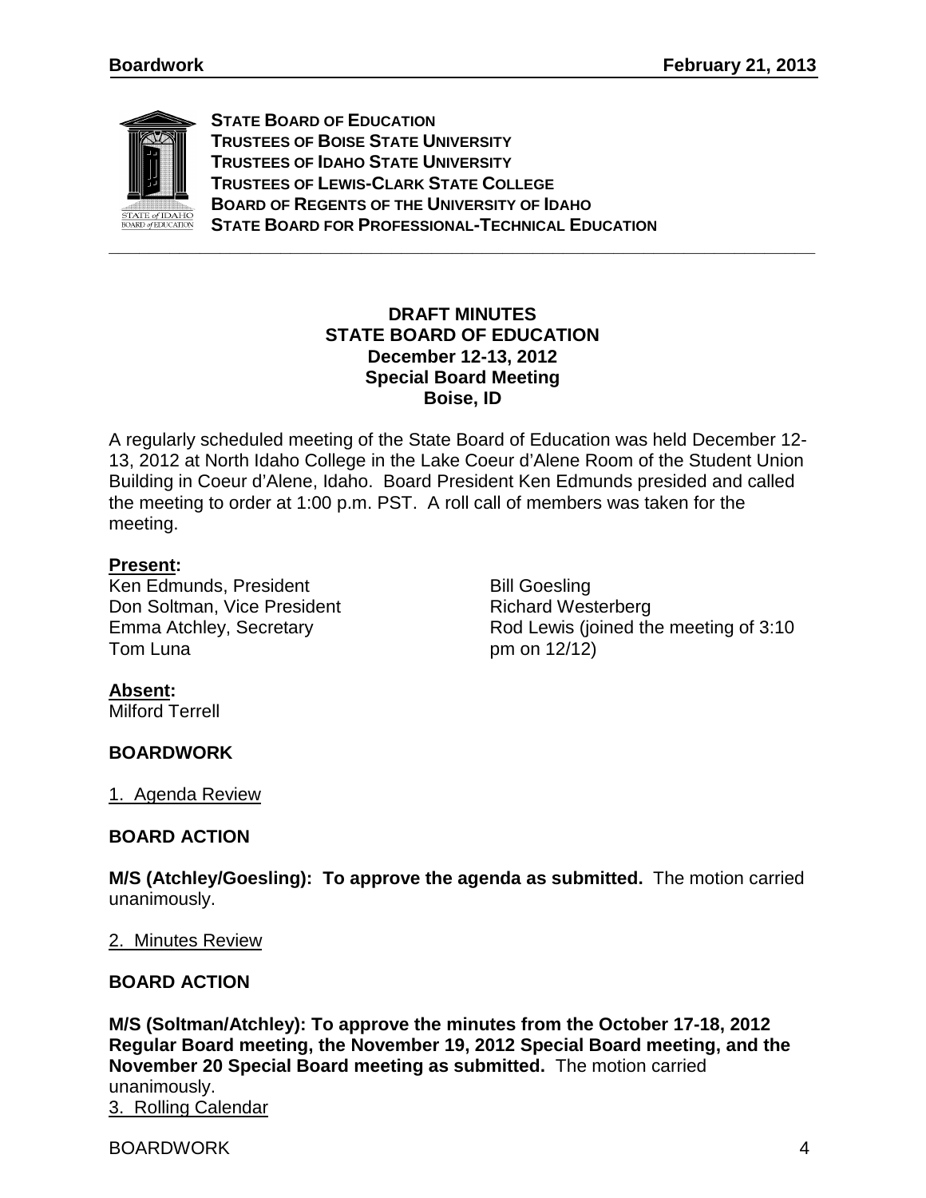**STATE BOARD OF EDUCATION**
**TRUSTEES OF BOISE STATE UNIVERSITY**
**TRUSTEES OF IDAHO STATE UNIVERSITY**
**TRUSTEES OF LEWIS-CLARK STATE COLLEGE**
**BOARD OF REGENTS OF THE UNIVERSITY OF IDAHO**
**STATE BOARD FOR PROFESSIONAL-TECHNICAL EDUCATION**

---

**DRAFT MINUTES**
**STATE BOARD OF EDUCATION**
**December 12-13, 2012**
**Special Board Meeting**
**Boise, ID**

A regularly scheduled meeting of the State Board of Education was held December 12-13, 2012 at North Idaho College in the Lake Coeur d'Alene Room of the Student Union Building in Coeur d'Alene, Idaho. Board President Ken Edmunds presided and called the meeting to order at 1:00 p.m. PST. A roll call of members was taken for the meeting.

**Present:**

Ken Edmunds, President
Don Soltman, Vice President
Emma Atchley, Secretary
Tom Luna
Bill Goesling
Richard Westerberg
Rod Lewis (joined the meeting of 3:10 pm on 12/12)

**Absent:**

Milford Terrell

**BOARDWORK**

1. Agenda Review

**BOARD ACTION**

**M/S (Atchley/Goesling): To approve the agenda as submitted.** The motion carried unanimously.

2. Minutes Review

**BOARD ACTION**

**M/S (Soltman/Atchley): To approve the minutes from the October 17-18, 2012 Regular Board meeting, the November 19, 2012 Special Board meeting, and the November 20 Special Board meeting as submitted.** The motion carried unanimously.

3. Rolling Calendar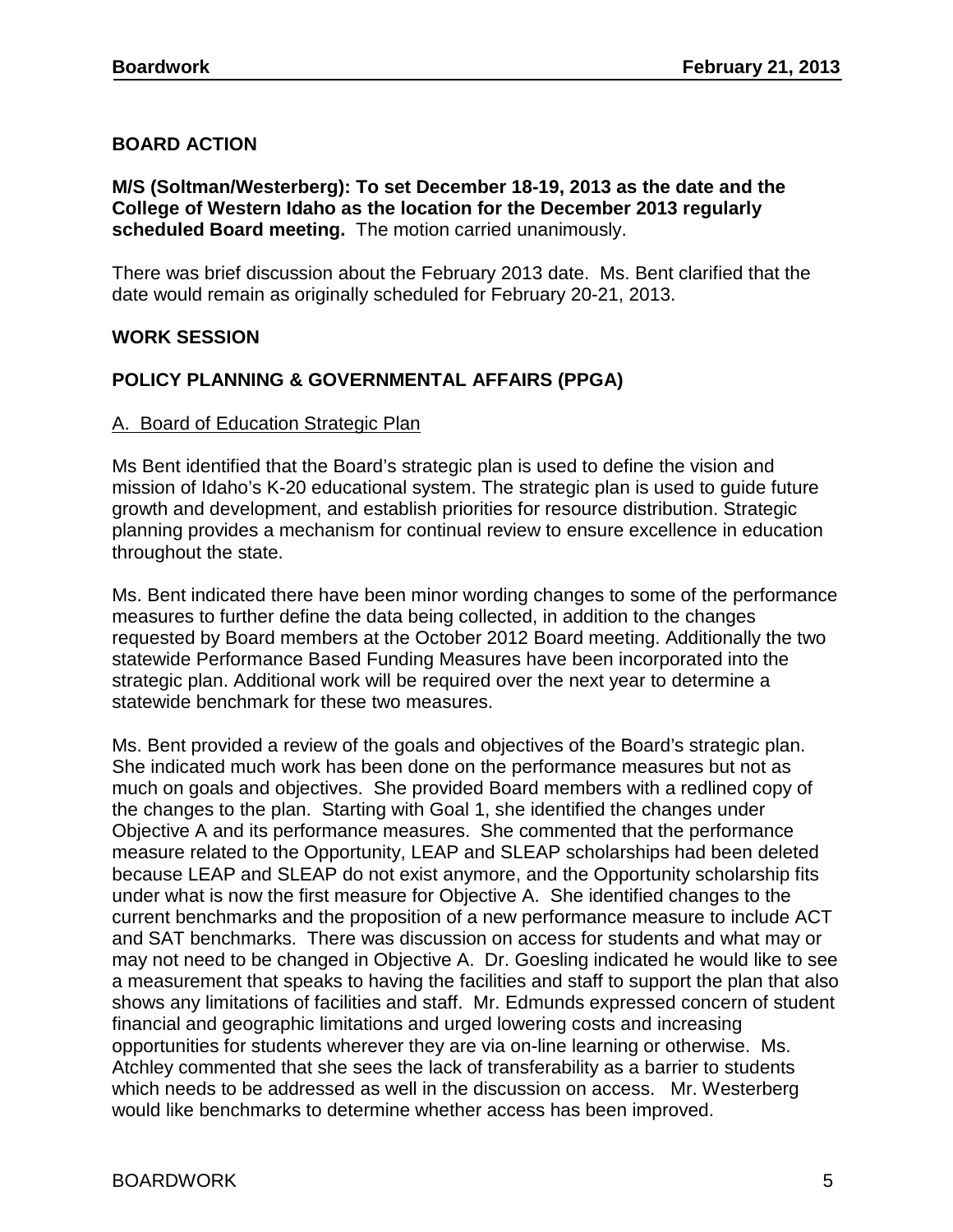## BOARD ACTION

**M/S (Soltman/Westerberg): To set December 18-19, 2013 as the date and the College of Western Idaho as the location for the December 2013 regularly scheduled Board meeting.** The motion carried unanimously.

There was brief discussion about the February 2013 date. Ms. Bent clarified that the date would remain as originally scheduled for February 20-21, 2013.

## WORK SESSION

## POLICY PLANNING & GOVERNMENTAL AFFAIRS (PPGA)

### A. Board of Education Strategic Plan

Ms Bent identified that the Board's strategic plan is used to define the vision and mission of Idaho's K-20 educational system. The strategic plan is used to guide future growth and development, and establish priorities for resource distribution. Strategic planning provides a mechanism for continual review to ensure excellence in education throughout the state.

Ms. Bent indicated there have been minor wording changes to some of the performance measures to further define the data being collected, in addition to the changes requested by Board members at the October 2012 Board meeting. Additionally the two statewide Performance Based Funding Measures have been incorporated into the strategic plan. Additional work will be required over the next year to determine a statewide benchmark for these two measures.

Ms. Bent provided a review of the goals and objectives of the Board's strategic plan. She indicated much work has been done on the performance measures but not as much on goals and objectives. She provided Board members with a redlined copy of the changes to the plan. Starting with Goal 1, she identified the changes under Objective A and its performance measures. She commented that the performance measure related to the Opportunity, LEAP and SLEAP scholarships had been deleted because LEAP and SLEAP do not exist anymore, and the Opportunity scholarship fits under what is now the first measure for Objective A. She identified changes to the current benchmarks and the proposition of a new performance measure to include ACT and SAT benchmarks. There was discussion on access for students and what may or may not need to be changed in Objective A. Dr. Goesling indicated he would like to see a measurement that speaks to having the facilities and staff to support the plan that also shows any limitations of facilities and staff. Mr. Edmunds expressed concern of student financial and geographic limitations and urged lowering costs and increasing opportunities for students wherever they are via on-line learning or otherwise. Ms. Atchley commented that she sees the lack of transferability as a barrier to students which needs to be addressed as well in the discussion on access. Mr. Westerberg would like benchmarks to determine whether access has been improved.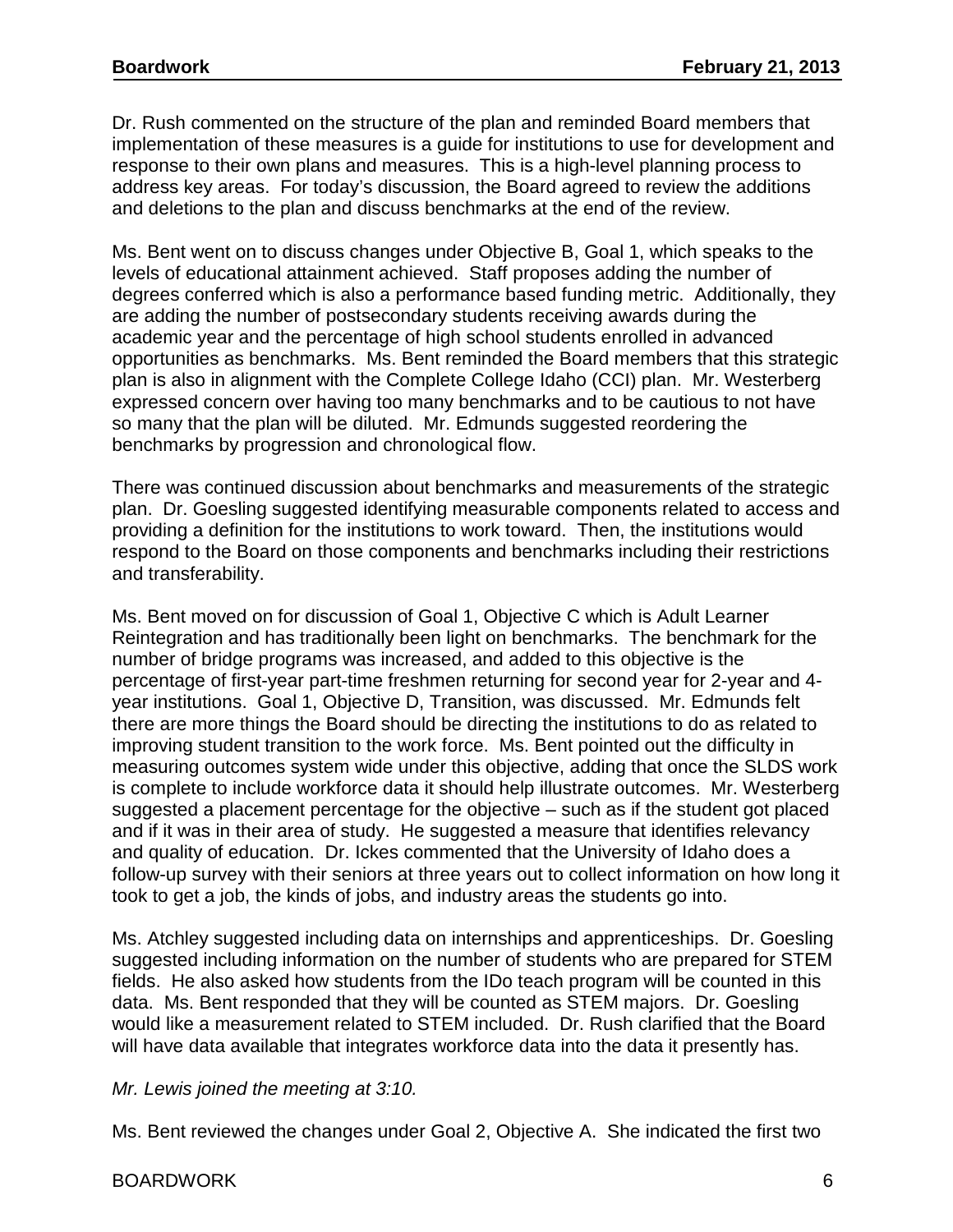Dr. Rush commented on the structure of the plan and reminded Board members that implementation of these measures is a guide for institutions to use for development and response to their own plans and measures. This is a high-level planning process to address key areas. For today's discussion, the Board agreed to review the additions and deletions to the plan and discuss benchmarks at the end of the review.

Ms. Bent went on to discuss changes under Objective B, Goal 1, which speaks to the levels of educational attainment achieved. Staff proposes adding the number of degrees conferred which is also a performance based funding metric. Additionally, they are adding the number of postsecondary students receiving awards during the academic year and the percentage of high school students enrolled in advanced opportunities as benchmarks. Ms. Bent reminded the Board members that this strategic plan is also in alignment with the Complete College Idaho (CCI) plan. Mr. Westerberg expressed concern over having too many benchmarks and to be cautious to not have so many that the plan will be diluted. Mr. Edmunds suggested reordering the benchmarks by progression and chronological flow.

There was continued discussion about benchmarks and measurements of the strategic plan. Dr. Goesling suggested identifying measurable components related to access and providing a definition for the institutions to work toward. Then, the institutions would respond to the Board on those components and benchmarks including their restrictions and transferability.

Ms. Bent moved on for discussion of Goal 1, Objective C which is Adult Learner Reintegration and has traditionally been light on benchmarks. The benchmark for the number of bridge programs was increased, and added to this objective is the percentage of first-year part-time freshmen returning for second year for 2-year and 4-year institutions. Goal 1, Objective D, Transition, was discussed. Mr. Edmunds felt there are more things the Board should be directing the institutions to do as related to improving student transition to the work force. Ms. Bent pointed out the difficulty in measuring outcomes system wide under this objective, adding that once the SLDS work is complete to include workforce data it should help illustrate outcomes. Mr. Westerberg suggested a placement percentage for the objective – such as if the student got placed and if it was in their area of study. He suggested a measure that identifies relevancy and quality of education. Dr. Ickes commented that the University of Idaho does a follow-up survey with their seniors at three years out to collect information on how long it took to get a job, the kinds of jobs, and industry areas the students go into.

Ms. Atchley suggested including data on internships and apprenticeships. Dr. Goesling suggested including information on the number of students who are prepared for STEM fields. He also asked how students from the IDo teach program will be counted in this data. Ms. Bent responded that they will be counted as STEM majors. Dr. Goesling would like a measurement related to STEM included. Dr. Rush clarified that the Board will have data available that integrates workforce data into the data it presently has.

*Mr. Lewis joined the meeting at 3:10.*

Ms. Bent reviewed the changes under Goal 2, Objective A. She indicated the first two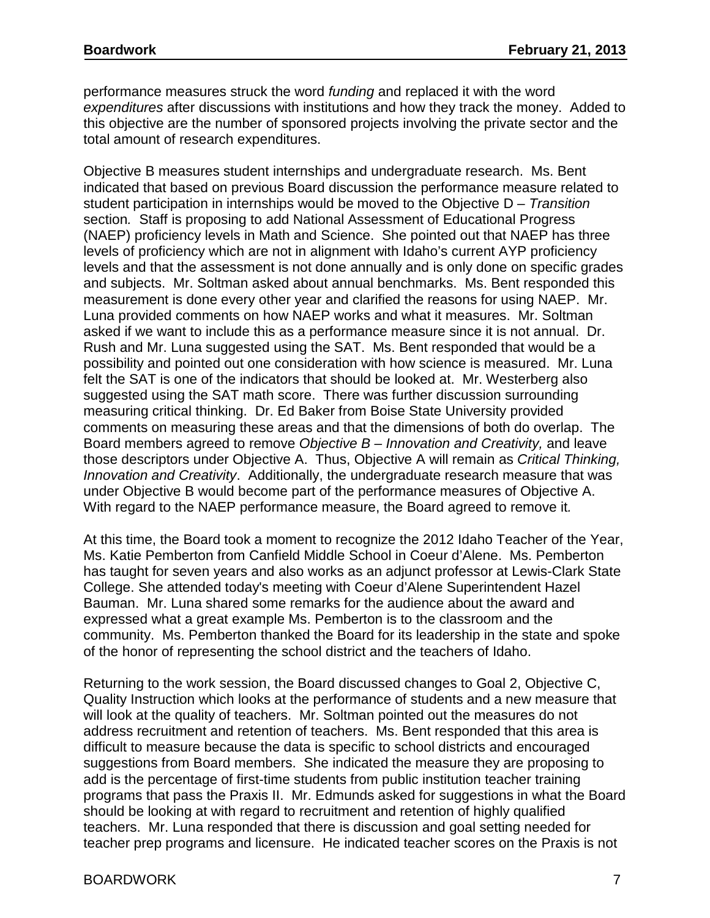performance measures struck the word *funding* and replaced it with the word *expenditures* after discussions with institutions and how they track the money. Added to this objective are the number of sponsored projects involving the private sector and the total amount of research expenditures.

Objective B measures student internships and undergraduate research. Ms. Bent indicated that based on previous Board discussion the performance measure related to student participation in internships would be moved to the Objective D – *Transition* section. Staff is proposing to add National Assessment of Educational Progress (NAEP) proficiency levels in Math and Science. She pointed out that NAEP has three levels of proficiency which are not in alignment with Idaho's current AYP proficiency levels and that the assessment is not done annually and is only done on specific grades and subjects. Mr. Soltman asked about annual benchmarks. Ms. Bent responded this measurement is done every other year and clarified the reasons for using NAEP. Mr. Luna provided comments on how NAEP works and what it measures. Mr. Soltman asked if we want to include this as a performance measure since it is not annual. Dr. Rush and Mr. Luna suggested using the SAT. Ms. Bent responded that would be a possibility and pointed out one consideration with how science is measured. Mr. Luna felt the SAT is one of the indicators that should be looked at. Mr. Westerberg also suggested using the SAT math score. There was further discussion surrounding measuring critical thinking. Dr. Ed Baker from Boise State University provided comments on measuring these areas and that the dimensions of both do overlap. The Board members agreed to remove *Objective B – Innovation and Creativity,* and leave those descriptors under Objective A. Thus, Objective A will remain as *Critical Thinking, Innovation and Creativity*. Additionally, the undergraduate research measure that was under Objective B would become part of the performance measures of Objective A. With regard to the NAEP performance measure, the Board agreed to remove it.

At this time, the Board took a moment to recognize the 2012 Idaho Teacher of the Year, Ms. Katie Pemberton from Canfield Middle School in Coeur d'Alene. Ms. Pemberton has taught for seven years and also works as an adjunct professor at Lewis-Clark State College. She attended today's meeting with Coeur d'Alene Superintendent Hazel Bauman. Mr. Luna shared some remarks for the audience about the award and expressed what a great example Ms. Pemberton is to the classroom and the community. Ms. Pemberton thanked the Board for its leadership in the state and spoke of the honor of representing the school district and the teachers of Idaho.

Returning to the work session, the Board discussed changes to Goal 2, Objective C, Quality Instruction which looks at the performance of students and a new measure that will look at the quality of teachers. Mr. Soltman pointed out the measures do not address recruitment and retention of teachers. Ms. Bent responded that this area is difficult to measure because the data is specific to school districts and encouraged suggestions from Board members. She indicated the measure they are proposing to add is the percentage of first-time students from public institution teacher training programs that pass the Praxis II. Mr. Edmunds asked for suggestions in what the Board should be looking at with regard to recruitment and retention of highly qualified teachers. Mr. Luna responded that there is discussion and goal setting needed for teacher prep programs and licensure. He indicated teacher scores on the Praxis is not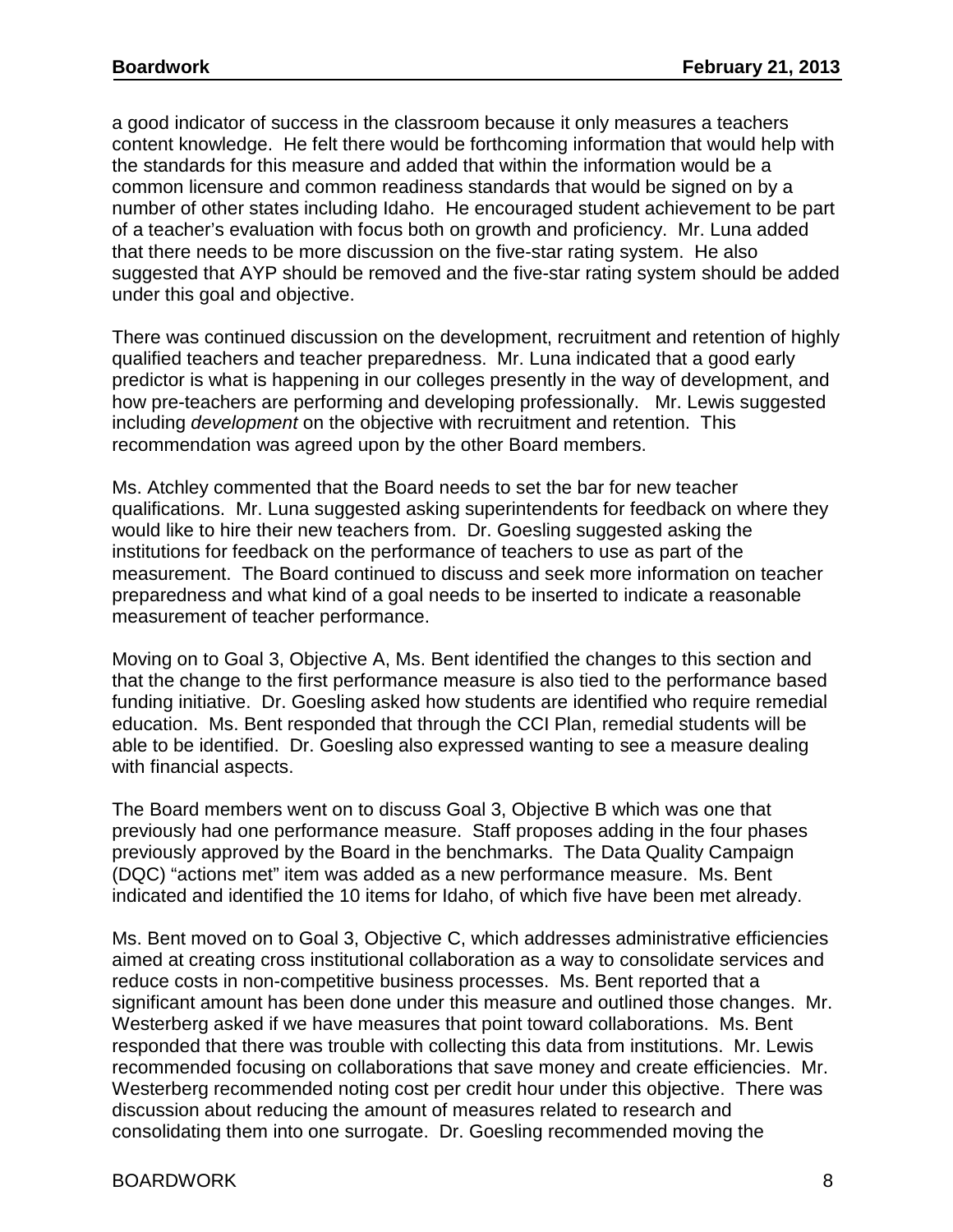a good indicator of success in the classroom because it only measures a teachers content knowledge. He felt there would be forthcoming information that would help with the standards for this measure and added that within the information would be a common licensure and common readiness standards that would be signed on by a number of other states including Idaho. He encouraged student achievement to be part of a teacher's evaluation with focus both on growth and proficiency. Mr. Luna added that there needs to be more discussion on the five-star rating system. He also suggested that AYP should be removed and the five-star rating system should be added under this goal and objective.

There was continued discussion on the development, recruitment and retention of highly qualified teachers and teacher preparedness. Mr. Luna indicated that a good early predictor is what is happening in our colleges presently in the way of development, and how pre-teachers are performing and developing professionally. Mr. Lewis suggested including *development* on the objective with recruitment and retention. This recommendation was agreed upon by the other Board members.

Ms. Atchley commented that the Board needs to set the bar for new teacher qualifications. Mr. Luna suggested asking superintendents for feedback on where they would like to hire their new teachers from. Dr. Goesling suggested asking the institutions for feedback on the performance of teachers to use as part of the measurement. The Board continued to discuss and seek more information on teacher preparedness and what kind of a goal needs to be inserted to indicate a reasonable measurement of teacher performance.

Moving on to Goal 3, Objective A, Ms. Bent identified the changes to this section and that the change to the first performance measure is also tied to the performance based funding initiative. Dr. Goesling asked how students are identified who require remedial education. Ms. Bent responded that through the CCI Plan, remedial students will be able to be identified. Dr. Goesling also expressed wanting to see a measure dealing with financial aspects.

The Board members went on to discuss Goal 3, Objective B which was one that previously had one performance measure. Staff proposes adding in the four phases previously approved by the Board in the benchmarks. The Data Quality Campaign (DQC) "actions met" item was added as a new performance measure. Ms. Bent indicated and identified the 10 items for Idaho, of which five have been met already.

Ms. Bent moved on to Goal 3, Objective C, which addresses administrative efficiencies aimed at creating cross institutional collaboration as a way to consolidate services and reduce costs in non-competitive business processes. Ms. Bent reported that a significant amount has been done under this measure and outlined those changes. Mr. Westerberg asked if we have measures that point toward collaborations. Ms. Bent responded that there was trouble with collecting this data from institutions. Mr. Lewis recommended focusing on collaborations that save money and create efficiencies. Mr. Westerberg recommended noting cost per credit hour under this objective. There was discussion about reducing the amount of measures related to research and consolidating them into one surrogate. Dr. Goesling recommended moving the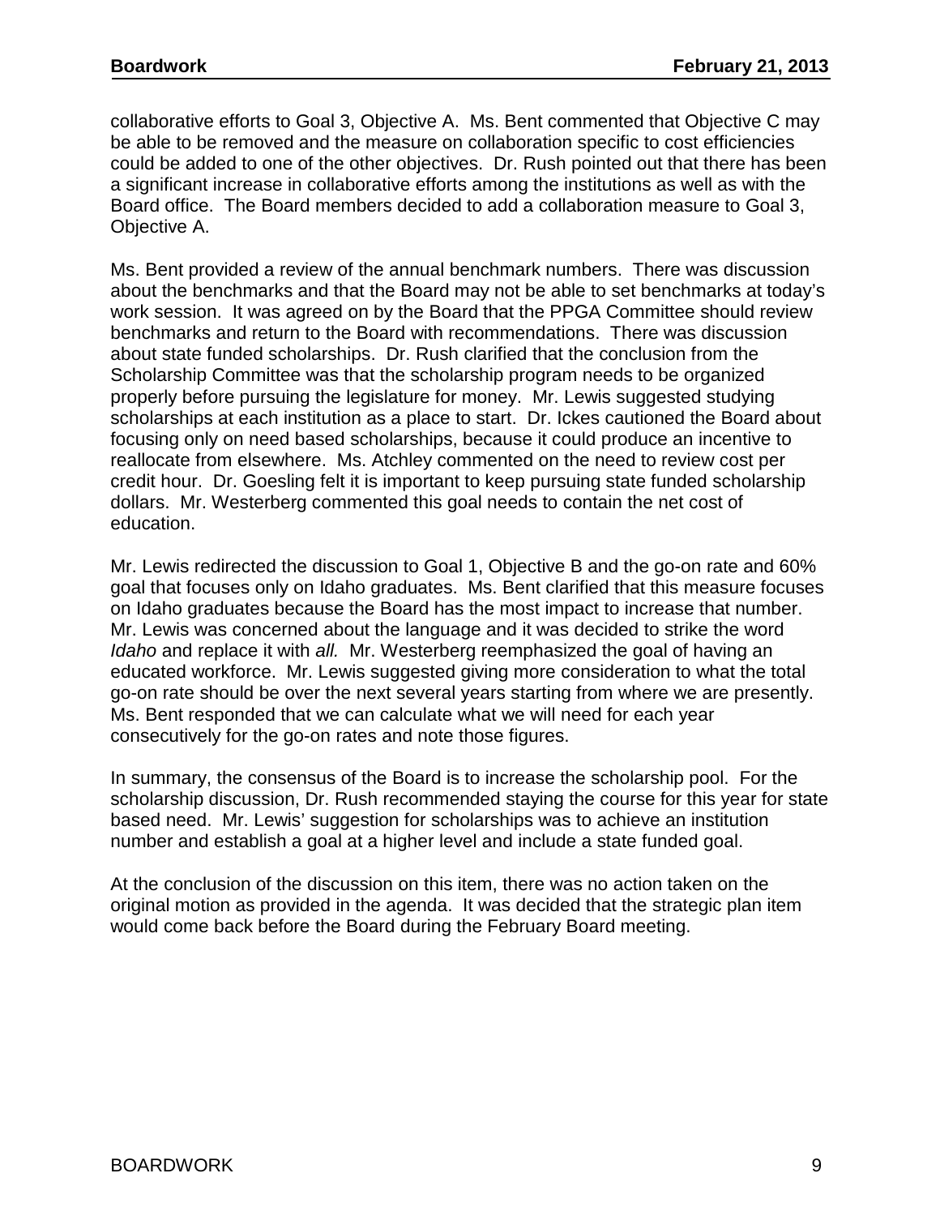collaborative efforts to Goal 3, Objective A. Ms. Bent commented that Objective C may be able to be removed and the measure on collaboration specific to cost efficiencies could be added to one of the other objectives. Dr. Rush pointed out that there has been a significant increase in collaborative efforts among the institutions as well as with the Board office. The Board members decided to add a collaboration measure to Goal 3, Objective A.

Ms. Bent provided a review of the annual benchmark numbers. There was discussion about the benchmarks and that the Board may not be able to set benchmarks at today's work session. It was agreed on by the Board that the PPGA Committee should review benchmarks and return to the Board with recommendations. There was discussion about state funded scholarships. Dr. Rush clarified that the conclusion from the Scholarship Committee was that the scholarship program needs to be organized properly before pursuing the legislature for money. Mr. Lewis suggested studying scholarships at each institution as a place to start. Dr. Ickes cautioned the Board about focusing only on need based scholarships, because it could produce an incentive to reallocate from elsewhere. Ms. Atchley commented on the need to review cost per credit hour. Dr. Goesling felt it is important to keep pursuing state funded scholarship dollars. Mr. Westerberg commented this goal needs to contain the net cost of education.

Mr. Lewis redirected the discussion to Goal 1, Objective B and the go-on rate and 60% goal that focuses only on Idaho graduates. Ms. Bent clarified that this measure focuses on Idaho graduates because the Board has the most impact to increase that number. Mr. Lewis was concerned about the language and it was decided to strike the word *Idaho* and replace it with *all.* Mr. Westerberg reemphasized the goal of having an educated workforce. Mr. Lewis suggested giving more consideration to what the total go-on rate should be over the next several years starting from where we are presently. Ms. Bent responded that we can calculate what we will need for each year consecutively for the go-on rates and note those figures.

In summary, the consensus of the Board is to increase the scholarship pool. For the scholarship discussion, Dr. Rush recommended staying the course for this year for state based need. Mr. Lewis' suggestion for scholarships was to achieve an institution number and establish a goal at a higher level and include a state funded goal.

At the conclusion of the discussion on this item, there was no action taken on the original motion as provided in the agenda. It was decided that the strategic plan item would come back before the Board during the February Board meeting.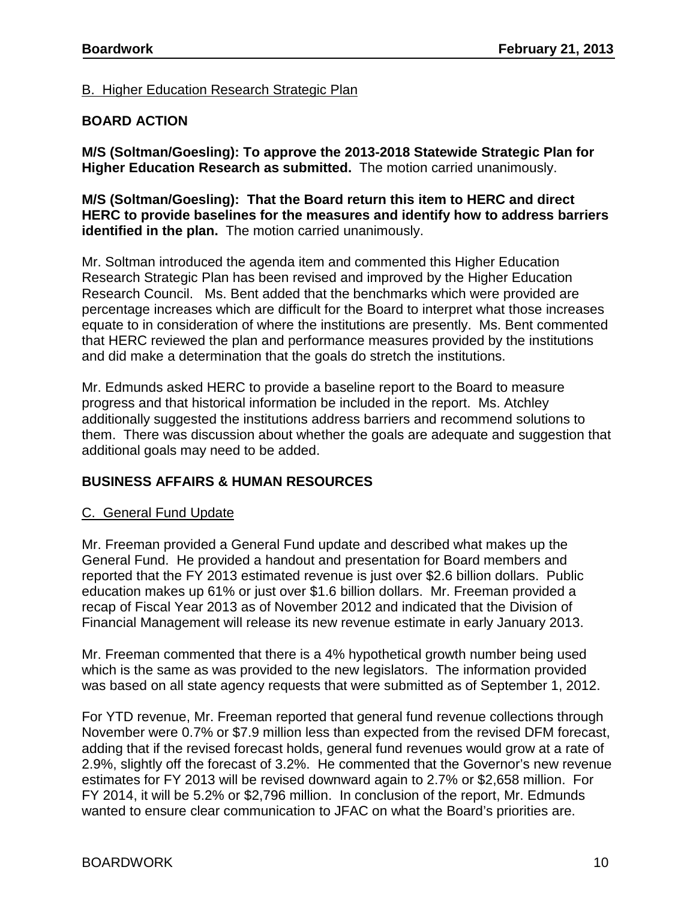B. Higher Education Research Strategic Plan

**BOARD ACTION**

**M/S (Soltman/Goesling): To approve the 2013-2018 Statewide Strategic Plan for Higher Education Research as submitted.** The motion carried unanimously.

**M/S (Soltman/Goesling): That the Board return this item to HERC and direct HERC to provide baselines for the measures and identify how to address barriers identified in the plan.** The motion carried unanimously.

Mr. Soltman introduced the agenda item and commented this Higher Education Research Strategic Plan has been revised and improved by the Higher Education Research Council. Ms. Bent added that the benchmarks which were provided are percentage increases which are difficult for the Board to interpret what those increases equate to in consideration of where the institutions are presently. Ms. Bent commented that HERC reviewed the plan and performance measures provided by the institutions and did make a determination that the goals do stretch the institutions.

Mr. Edmunds asked HERC to provide a baseline report to the Board to measure progress and that historical information be included in the report. Ms. Atchley additionally suggested the institutions address barriers and recommend solutions to them. There was discussion about whether the goals are adequate and suggestion that additional goals may need to be added.

**BUSINESS AFFAIRS & HUMAN RESOURCES**

C. General Fund Update

Mr. Freeman provided a General Fund update and described what makes up the General Fund. He provided a handout and presentation for Board members and reported that the FY 2013 estimated revenue is just over $2.6 billion dollars. Public education makes up 61% or just over $1.6 billion dollars. Mr. Freeman provided a recap of Fiscal Year 2013 as of November 2012 and indicated that the Division of Financial Management will release its new revenue estimate in early January 2013.

Mr. Freeman commented that there is a 4% hypothetical growth number being used which is the same as was provided to the new legislators. The information provided was based on all state agency requests that were submitted as of September 1, 2012.

For YTD revenue, Mr. Freeman reported that general fund revenue collections through November were 0.7% or $7.9 million less than expected from the revised DFM forecast, adding that if the revised forecast holds, general fund revenues would grow at a rate of 2.9%, slightly off the forecast of 3.2%. He commented that the Governor's new revenue estimates for FY 2013 will be revised downward again to 2.7% or $2,658 million. For FY 2014, it will be 5.2% or $2,796 million. In conclusion of the report, Mr. Edmunds wanted to ensure clear communication to JFAC on what the Board's priorities are.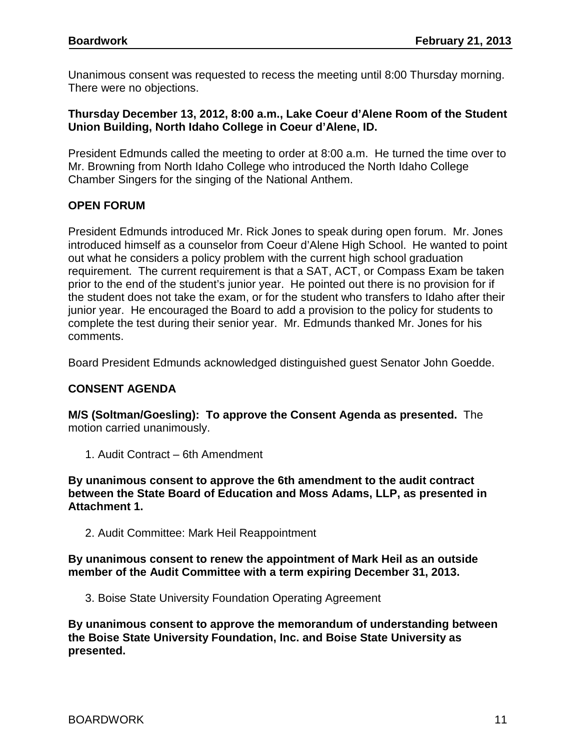Unanimous consent was requested to recess the meeting until 8:00 Thursday morning. There were no objections.

**Thursday December 13, 2012, 8:00 a.m., Lake Coeur d'Alene Room of the Student Union Building, North Idaho College in Coeur d'Alene, ID.**

President Edmunds called the meeting to order at 8:00 a.m. He turned the time over to Mr. Browning from North Idaho College who introduced the North Idaho College Chamber Singers for the singing of the National Anthem.

## OPEN FORUM

President Edmunds introduced Mr. Rick Jones to speak during open forum. Mr. Jones introduced himself as a counselor from Coeur d'Alene High School. He wanted to point out what he considers a policy problem with the current high school graduation requirement. The current requirement is that a SAT, ACT, or Compass Exam be taken prior to the end of the student's junior year. He pointed out there is no provision for if the student does not take the exam, or for the student who transfers to Idaho after their junior year. He encouraged the Board to add a provision to the policy for students to complete the test during their senior year. Mr. Edmunds thanked Mr. Jones for his comments.

Board President Edmunds acknowledged distinguished guest Senator John Goedde.

## CONSENT AGENDA

**M/S (Soltman/Goesling): To approve the Consent Agenda as presented.** The motion carried unanimously.

1. Audit Contract – 6th Amendment

**By unanimous consent to approve the 6th amendment to the audit contract between the State Board of Education and Moss Adams, LLP, as presented in Attachment 1.**

2. Audit Committee: Mark Heil Reappointment

**By unanimous consent to renew the appointment of Mark Heil as an outside member of the Audit Committee with a term expiring December 31, 2013.**

3. Boise State University Foundation Operating Agreement

**By unanimous consent to approve the memorandum of understanding between the Boise State University Foundation, Inc. and Boise State University as presented.**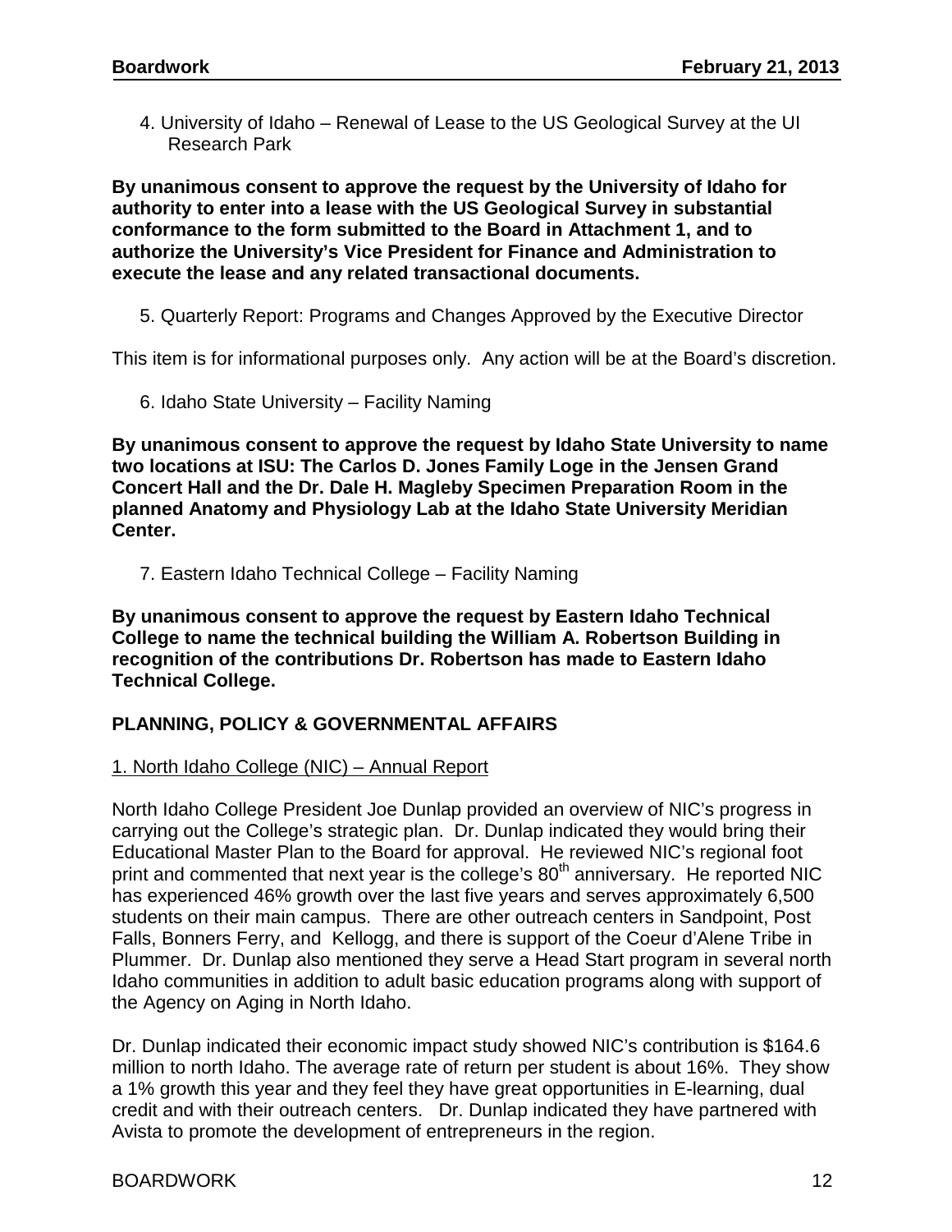4. University of Idaho – Renewal of Lease to the US Geological Survey at the UI Research Park

**By unanimous consent to approve the request by the University of Idaho for authority to enter into a lease with the US Geological Survey in substantial conformance to the form submitted to the Board in Attachment 1, and to authorize the University's Vice President for Finance and Administration to execute the lease and any related transactional documents.**

5. Quarterly Report: Programs and Changes Approved by the Executive Director

This item is for informational purposes only. Any action will be at the Board's discretion.

6. Idaho State University – Facility Naming

**By unanimous consent to approve the request by Idaho State University to name two locations at ISU: The Carlos D. Jones Family Loge in the Jensen Grand Concert Hall and the Dr. Dale H. Magleby Specimen Preparation Room in the planned Anatomy and Physiology Lab at the Idaho State University Meridian Center.**

7. Eastern Idaho Technical College – Facility Naming

**By unanimous consent to approve the request by Eastern Idaho Technical College to name the technical building the William A. Robertson Building in recognition of the contributions Dr. Robertson has made to Eastern Idaho Technical College.**

## PLANNING, POLICY & GOVERNMENTAL AFFAIRS

### 1. North Idaho College (NIC) – Annual Report

North Idaho College President Joe Dunlap provided an overview of NIC's progress in carrying out the College's strategic plan. Dr. Dunlap indicated they would bring their Educational Master Plan to the Board for approval. He reviewed NIC's regional foot print and commented that next year is the college's 80th anniversary. He reported NIC has experienced 46% growth over the last five years and serves approximately 6,500 students on their main campus. There are other outreach centers in Sandpoint, Post Falls, Bonners Ferry, and Kellogg, and there is support of the Coeur d'Alene Tribe in Plummer. Dr. Dunlap also mentioned they serve a Head Start program in several north Idaho communities in addition to adult basic education programs along with support of the Agency on Aging in North Idaho.

Dr. Dunlap indicated their economic impact study showed NIC's contribution is $164.6 million to north Idaho. The average rate of return per student is about 16%. They show a 1% growth this year and they feel they have great opportunities in E-learning, dual credit and with their outreach centers. Dr. Dunlap indicated they have partnered with Avista to promote the development of entrepreneurs in the region.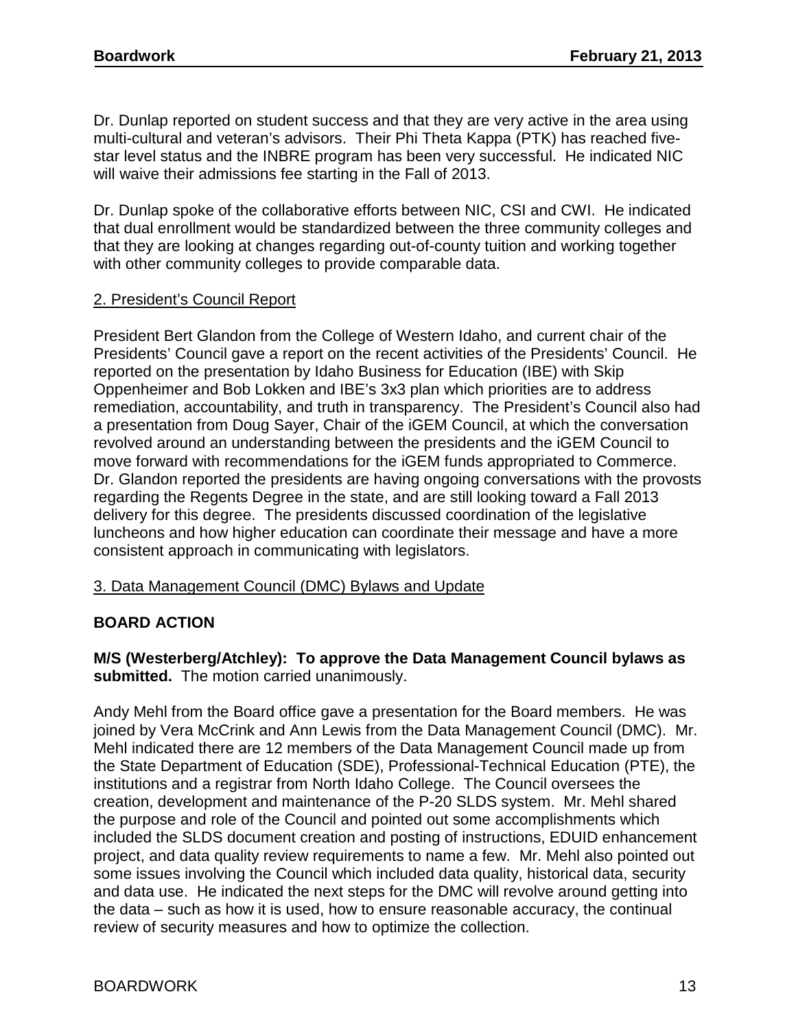Dr. Dunlap reported on student success and that they are very active in the area using multi-cultural and veteran's advisors. Their Phi Theta Kappa (PTK) has reached five-star level status and the INBRE program has been very successful. He indicated NIC will waive their admissions fee starting in the Fall of 2013.

Dr. Dunlap spoke of the collaborative efforts between NIC, CSI and CWI. He indicated that dual enrollment would be standardized between the three community colleges and that they are looking at changes regarding out-of-county tuition and working together with other community colleges to provide comparable data.

2. President's Council Report

President Bert Glandon from the College of Western Idaho, and current chair of the Presidents' Council gave a report on the recent activities of the Presidents' Council. He reported on the presentation by Idaho Business for Education (IBE) with Skip Oppenheimer and Bob Lokken and IBE's 3x3 plan which priorities are to address remediation, accountability, and truth in transparency. The President's Council also had a presentation from Doug Sayer, Chair of the iGEM Council, at which the conversation revolved around an understanding between the presidents and the iGEM Council to move forward with recommendations for the iGEM funds appropriated to Commerce. Dr. Glandon reported the presidents are having ongoing conversations with the provosts regarding the Regents Degree in the state, and are still looking toward a Fall 2013 delivery for this degree. The presidents discussed coordination of the legislative luncheons and how higher education can coordinate their message and have a more consistent approach in communicating with legislators.

3. Data Management Council (DMC) Bylaws and Update

**BOARD ACTION**

**M/S (Westerberg/Atchley): To approve the Data Management Council bylaws as submitted.** The motion carried unanimously.

Andy Mehl from the Board office gave a presentation for the Board members. He was joined by Vera McCrink and Ann Lewis from the Data Management Council (DMC). Mr. Mehl indicated there are 12 members of the Data Management Council made up from the State Department of Education (SDE), Professional-Technical Education (PTE), the institutions and a registrar from North Idaho College. The Council oversees the creation, development and maintenance of the P-20 SLDS system. Mr. Mehl shared the purpose and role of the Council and pointed out some accomplishments which included the SLDS document creation and posting of instructions, EDUID enhancement project, and data quality review requirements to name a few. Mr. Mehl also pointed out some issues involving the Council which included data quality, historical data, security and data use. He indicated the next steps for the DMC will revolve around getting into the data – such as how it is used, how to ensure reasonable accuracy, the continual review of security measures and how to optimize the collection.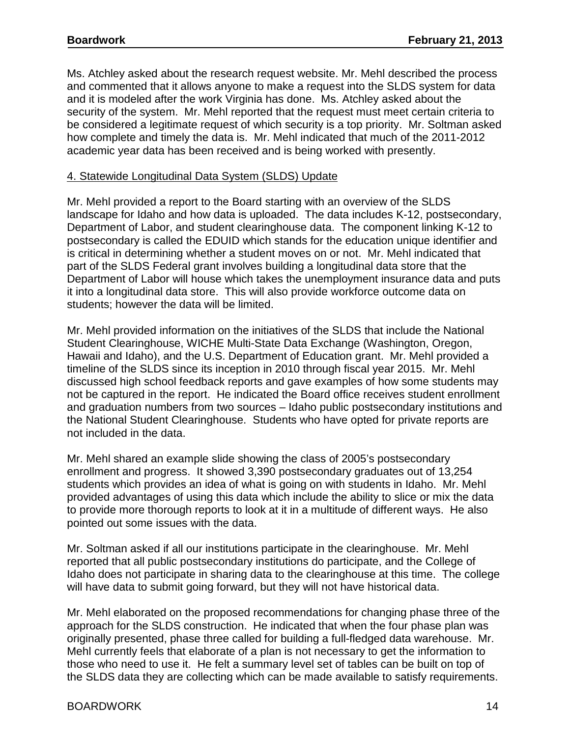Ms. Atchley asked about the research request website. Mr. Mehl described the process and commented that it allows anyone to make a request into the SLDS system for data and it is modeled after the work Virginia has done. Ms. Atchley asked about the security of the system. Mr. Mehl reported that the request must meet certain criteria to be considered a legitimate request of which security is a top priority. Mr. Soltman asked how complete and timely the data is. Mr. Mehl indicated that much of the 2011-2012 academic year data has been received and is being worked with presently.

4. Statewide Longitudinal Data System (SLDS) Update

Mr. Mehl provided a report to the Board starting with an overview of the SLDS landscape for Idaho and how data is uploaded. The data includes K-12, postsecondary, Department of Labor, and student clearinghouse data. The component linking K-12 to postsecondary is called the EDUID which stands for the education unique identifier and is critical in determining whether a student moves on or not. Mr. Mehl indicated that part of the SLDS Federal grant involves building a longitudinal data store that the Department of Labor will house which takes the unemployment insurance data and puts it into a longitudinal data store. This will also provide workforce outcome data on students; however the data will be limited.

Mr. Mehl provided information on the initiatives of the SLDS that include the National Student Clearinghouse, WICHE Multi-State Data Exchange (Washington, Oregon, Hawaii and Idaho), and the U.S. Department of Education grant. Mr. Mehl provided a timeline of the SLDS since its inception in 2010 through fiscal year 2015. Mr. Mehl discussed high school feedback reports and gave examples of how some students may not be captured in the report. He indicated the Board office receives student enrollment and graduation numbers from two sources – Idaho public postsecondary institutions and the National Student Clearinghouse. Students who have opted for private reports are not included in the data.

Mr. Mehl shared an example slide showing the class of 2005's postsecondary enrollment and progress. It showed 3,390 postsecondary graduates out of 13,254 students which provides an idea of what is going on with students in Idaho. Mr. Mehl provided advantages of using this data which include the ability to slice or mix the data to provide more thorough reports to look at it in a multitude of different ways. He also pointed out some issues with the data.

Mr. Soltman asked if all our institutions participate in the clearinghouse. Mr. Mehl reported that all public postsecondary institutions do participate, and the College of Idaho does not participate in sharing data to the clearinghouse at this time. The college will have data to submit going forward, but they will not have historical data.

Mr. Mehl elaborated on the proposed recommendations for changing phase three of the approach for the SLDS construction. He indicated that when the four phase plan was originally presented, phase three called for building a full-fledged data warehouse. Mr. Mehl currently feels that elaborate of a plan is not necessary to get the information to those who need to use it. He felt a summary level set of tables can be built on top of the SLDS data they are collecting which can be made available to satisfy requirements.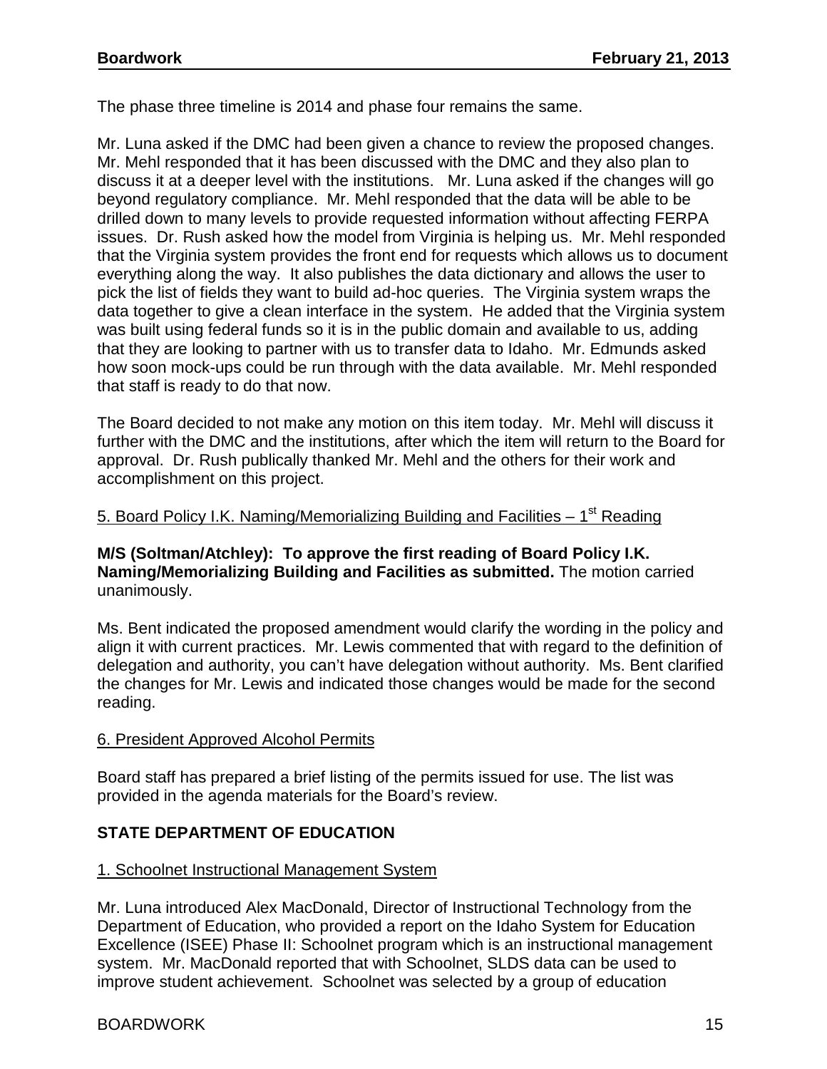The phase three timeline is 2014 and phase four remains the same.

Mr. Luna asked if the DMC had been given a chance to review the proposed changes. Mr. Mehl responded that it has been discussed with the DMC and they also plan to discuss it at a deeper level with the institutions. Mr. Luna asked if the changes will go beyond regulatory compliance. Mr. Mehl responded that the data will be able to be drilled down to many levels to provide requested information without affecting FERPA issues. Dr. Rush asked how the model from Virginia is helping us. Mr. Mehl responded that the Virginia system provides the front end for requests which allows us to document everything along the way. It also publishes the data dictionary and allows the user to pick the list of fields they want to build ad-hoc queries. The Virginia system wraps the data together to give a clean interface in the system. He added that the Virginia system was built using federal funds so it is in the public domain and available to us, adding that they are looking to partner with us to transfer data to Idaho. Mr. Edmunds asked how soon mock-ups could be run through with the data available. Mr. Mehl responded that staff is ready to do that now.

The Board decided to not make any motion on this item today. Mr. Mehl will discuss it further with the DMC and the institutions, after which the item will return to the Board for approval. Dr. Rush publically thanked Mr. Mehl and the others for their work and accomplishment on this project.

5. Board Policy I.K. Naming/Memorializing Building and Facilities – 1st Reading

**M/S (Soltman/Atchley): To approve the first reading of Board Policy I.K. Naming/Memorializing Building and Facilities as submitted.** The motion carried unanimously.

Ms. Bent indicated the proposed amendment would clarify the wording in the policy and align it with current practices. Mr. Lewis commented that with regard to the definition of delegation and authority, you can't have delegation without authority. Ms. Bent clarified the changes for Mr. Lewis and indicated those changes would be made for the second reading.

6. President Approved Alcohol Permits

Board staff has prepared a brief listing of the permits issued for use. The list was provided in the agenda materials for the Board's review.

**STATE DEPARTMENT OF EDUCATION**

1. Schoolnet Instructional Management System

Mr. Luna introduced Alex MacDonald, Director of Instructional Technology from the Department of Education, who provided a report on the Idaho System for Education Excellence (ISEE) Phase II: Schoolnet program which is an instructional management system. Mr. MacDonald reported that with Schoolnet, SLDS data can be used to improve student achievement. Schoolnet was selected by a group of education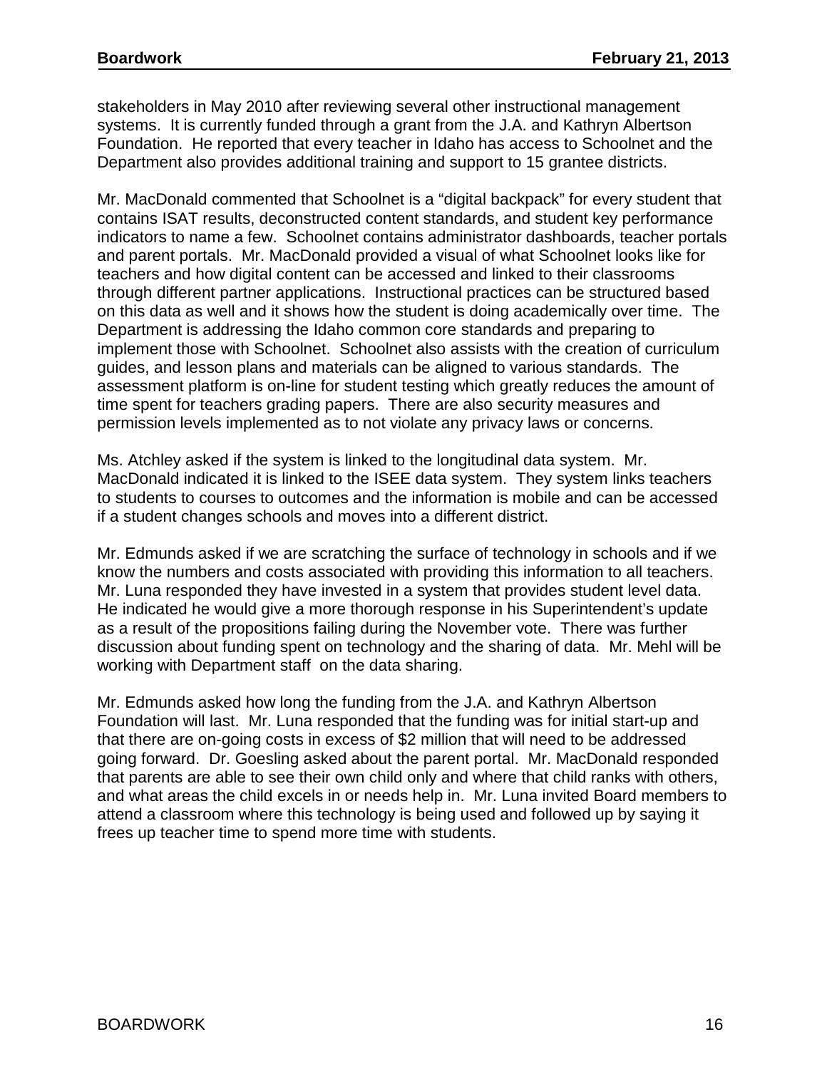stakeholders in May 2010 after reviewing several other instructional management systems. It is currently funded through a grant from the J.A. and Kathryn Albertson Foundation. He reported that every teacher in Idaho has access to Schoolnet and the Department also provides additional training and support to 15 grantee districts.

Mr. MacDonald commented that Schoolnet is a "digital backpack" for every student that contains ISAT results, deconstructed content standards, and student key performance indicators to name a few. Schoolnet contains administrator dashboards, teacher portals and parent portals. Mr. MacDonald provided a visual of what Schoolnet looks like for teachers and how digital content can be accessed and linked to their classrooms through different partner applications. Instructional practices can be structured based on this data as well and it shows how the student is doing academically over time. The Department is addressing the Idaho common core standards and preparing to implement those with Schoolnet. Schoolnet also assists with the creation of curriculum guides, and lesson plans and materials can be aligned to various standards. The assessment platform is on-line for student testing which greatly reduces the amount of time spent for teachers grading papers. There are also security measures and permission levels implemented as to not violate any privacy laws or concerns.

Ms. Atchley asked if the system is linked to the longitudinal data system. Mr. MacDonald indicated it is linked to the ISEE data system. They system links teachers to students to courses to outcomes and the information is mobile and can be accessed if a student changes schools and moves into a different district.

Mr. Edmunds asked if we are scratching the surface of technology in schools and if we know the numbers and costs associated with providing this information to all teachers. Mr. Luna responded they have invested in a system that provides student level data. He indicated he would give a more thorough response in his Superintendent's update as a result of the propositions failing during the November vote. There was further discussion about funding spent on technology and the sharing of data. Mr. Mehl will be working with Department staff on the data sharing.

Mr. Edmunds asked how long the funding from the J.A. and Kathryn Albertson Foundation will last. Mr. Luna responded that the funding was for initial start-up and that there are on-going costs in excess of $2 million that will need to be addressed going forward. Dr. Goesling asked about the parent portal. Mr. MacDonald responded that parents are able to see their own child only and where that child ranks with others, and what areas the child excels in or needs help in. Mr. Luna invited Board members to attend a classroom where this technology is being used and followed up by saying it frees up teacher time to spend more time with students.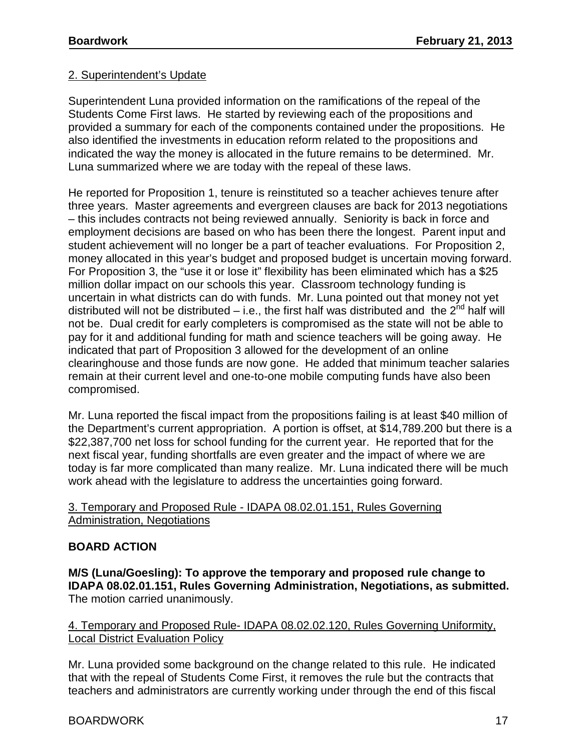2. Superintendent's Update

Superintendent Luna provided information on the ramifications of the repeal of the Students Come First laws. He started by reviewing each of the propositions and provided a summary for each of the components contained under the propositions. He also identified the investments in education reform related to the propositions and indicated the way the money is allocated in the future remains to be determined. Mr. Luna summarized where we are today with the repeal of these laws.

He reported for Proposition 1, tenure is reinstituted so a teacher achieves tenure after three years. Master agreements and evergreen clauses are back for 2013 negotiations – this includes contracts not being reviewed annually. Seniority is back in force and employment decisions are based on who has been there the longest. Parent input and student achievement will no longer be a part of teacher evaluations. For Proposition 2, money allocated in this year's budget and proposed budget is uncertain moving forward. For Proposition 3, the "use it or lose it" flexibility has been eliminated which has a $25 million dollar impact on our schools this year. Classroom technology funding is uncertain in what districts can do with funds. Mr. Luna pointed out that money not yet distributed will not be distributed – i.e., the first half was distributed and the 2nd half will not be. Dual credit for early completers is compromised as the state will not be able to pay for it and additional funding for math and science teachers will be going away. He indicated that part of Proposition 3 allowed for the development of an online clearinghouse and those funds are now gone. He added that minimum teacher salaries remain at their current level and one-to-one mobile computing funds have also been compromised.

Mr. Luna reported the fiscal impact from the propositions failing is at least $40 million of the Department's current appropriation. A portion is offset, at $14,789.200 but there is a $22,387,700 net loss for school funding for the current year. He reported that for the next fiscal year, funding shortfalls are even greater and the impact of where we are today is far more complicated than many realize. Mr. Luna indicated there will be much work ahead with the legislature to address the uncertainties going forward.

3. Temporary and Proposed Rule - IDAPA 08.02.01.151, Rules Governing Administration, Negotiations

**BOARD ACTION**

**M/S (Luna/Goesling): To approve the temporary and proposed rule change to IDAPA 08.02.01.151, Rules Governing Administration, Negotiations, as submitted.** The motion carried unanimously.

4. Temporary and Proposed Rule- IDAPA 08.02.02.120, Rules Governing Uniformity, Local District Evaluation Policy

Mr. Luna provided some background on the change related to this rule. He indicated that with the repeal of Students Come First, it removes the rule but the contracts that teachers and administrators are currently working under through the end of this fiscal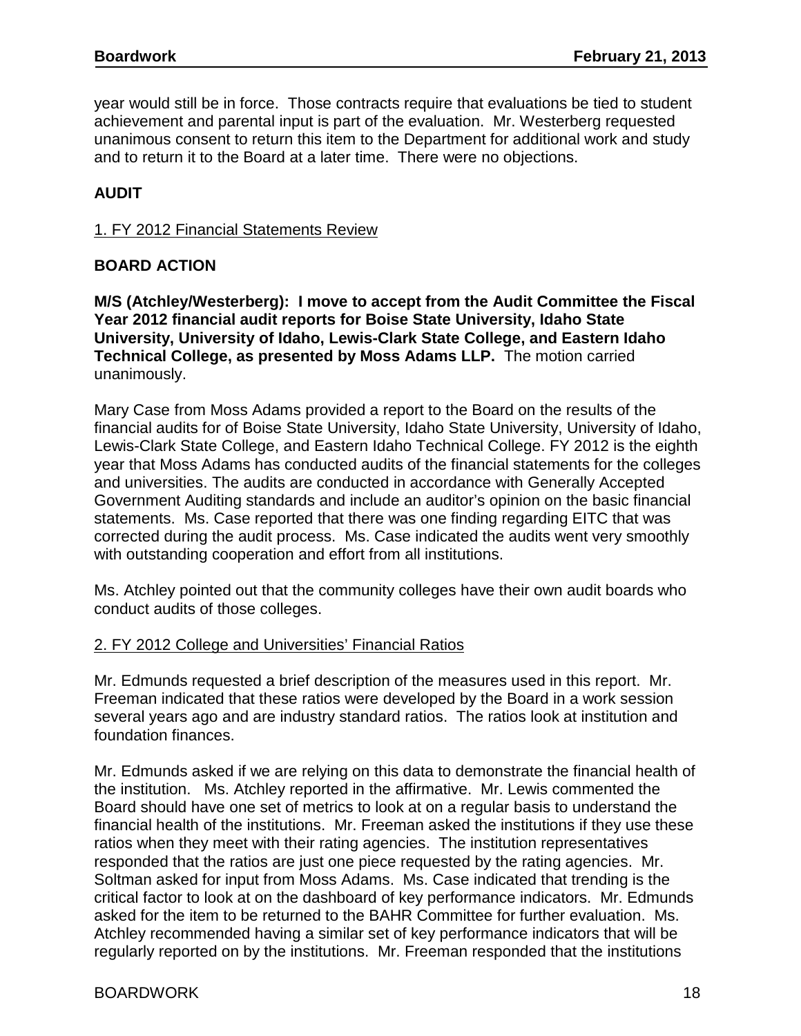year would still be in force. Those contracts require that evaluations be tied to student achievement and parental input is part of the evaluation. Mr. Westerberg requested unanimous consent to return this item to the Department for additional work and study and to return it to the Board at a later time. There were no objections.

## AUDIT

1. FY 2012 Financial Statements Review

### BOARD ACTION

**M/S (Atchley/Westerberg): I move to accept from the Audit Committee the Fiscal Year 2012 financial audit reports for Boise State University, Idaho State University, University of Idaho, Lewis-Clark State College, and Eastern Idaho Technical College, as presented by Moss Adams LLP.** The motion carried unanimously.

Mary Case from Moss Adams provided a report to the Board on the results of the financial audits for of Boise State University, Idaho State University, University of Idaho, Lewis-Clark State College, and Eastern Idaho Technical College. FY 2012 is the eighth year that Moss Adams has conducted audits of the financial statements for the colleges and universities. The audits are conducted in accordance with Generally Accepted Government Auditing standards and include an auditor's opinion on the basic financial statements. Ms. Case reported that there was one finding regarding EITC that was corrected during the audit process. Ms. Case indicated the audits went very smoothly with outstanding cooperation and effort from all institutions.

Ms. Atchley pointed out that the community colleges have their own audit boards who conduct audits of those colleges.

2. FY 2012 College and Universities' Financial Ratios

Mr. Edmunds requested a brief description of the measures used in this report. Mr. Freeman indicated that these ratios were developed by the Board in a work session several years ago and are industry standard ratios. The ratios look at institution and foundation finances.

Mr. Edmunds asked if we are relying on this data to demonstrate the financial health of the institution. Ms. Atchley reported in the affirmative. Mr. Lewis commented the Board should have one set of metrics to look at on a regular basis to understand the financial health of the institutions. Mr. Freeman asked the institutions if they use these ratios when they meet with their rating agencies. The institution representatives responded that the ratios are just one piece requested by the rating agencies. Mr. Soltman asked for input from Moss Adams. Ms. Case indicated that trending is the critical factor to look at on the dashboard of key performance indicators. Mr. Edmunds asked for the item to be returned to the BAHR Committee for further evaluation. Ms. Atchley recommended having a similar set of key performance indicators that will be regularly reported on by the institutions. Mr. Freeman responded that the institutions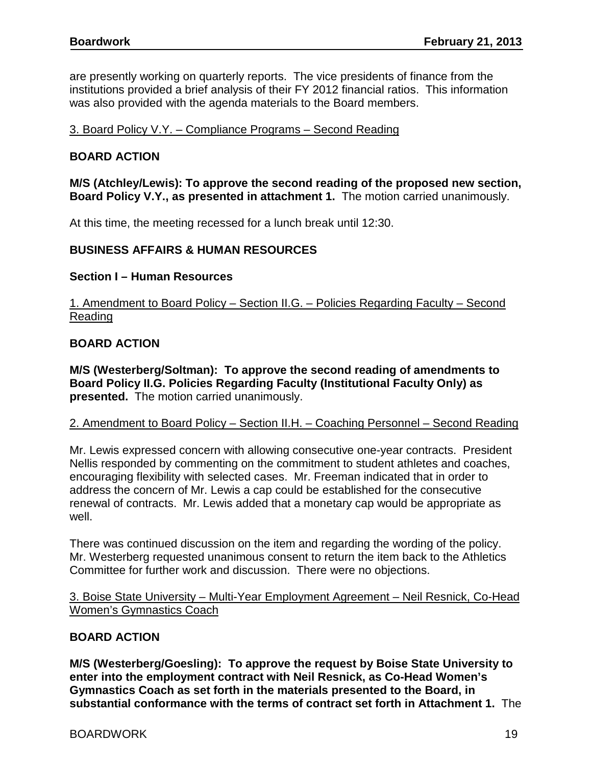are presently working on quarterly reports. The vice presidents of finance from the institutions provided a brief analysis of their FY 2012 financial ratios. This information was also provided with the agenda materials to the Board members.

<u>3. Board Policy V.Y. – Compliance Programs – Second Reading</u>

**BOARD ACTION**

**M/S (Atchley/Lewis): To approve the second reading of the proposed new section, Board Policy V.Y., as presented in attachment 1.** The motion carried unanimously.

At this time, the meeting recessed for a lunch break until 12:30.

**BUSINESS AFFAIRS & HUMAN RESOURCES**

**Section I – Human Resources**

<u>1. Amendment to Board Policy – Section II.G. – Policies Regarding Faculty – Second Reading</u>

**BOARD ACTION**

**M/S (Westerberg/Soltman): To approve the second reading of amendments to Board Policy II.G. Policies Regarding Faculty (Institutional Faculty Only) as presented.** The motion carried unanimously.

<u>2. Amendment to Board Policy – Section II.H. – Coaching Personnel – Second Reading</u>

Mr. Lewis expressed concern with allowing consecutive one-year contracts. President Nellis responded by commenting on the commitment to student athletes and coaches, encouraging flexibility with selected cases. Mr. Freeman indicated that in order to address the concern of Mr. Lewis a cap could be established for the consecutive renewal of contracts. Mr. Lewis added that a monetary cap would be appropriate as well.

There was continued discussion on the item and regarding the wording of the policy. Mr. Westerberg requested unanimous consent to return the item back to the Athletics Committee for further work and discussion. There were no objections.

<u>3. Boise State University – Multi-Year Employment Agreement – Neil Resnick, Co-Head Women's Gymnastics Coach</u>

**BOARD ACTION**

**M/S (Westerberg/Goesling): To approve the request by Boise State University to enter into the employment contract with Neil Resnick, as Co-Head Women's Gymnastics Coach as set forth in the materials presented to the Board, in substantial conformance with the terms of contract set forth in Attachment 1.** The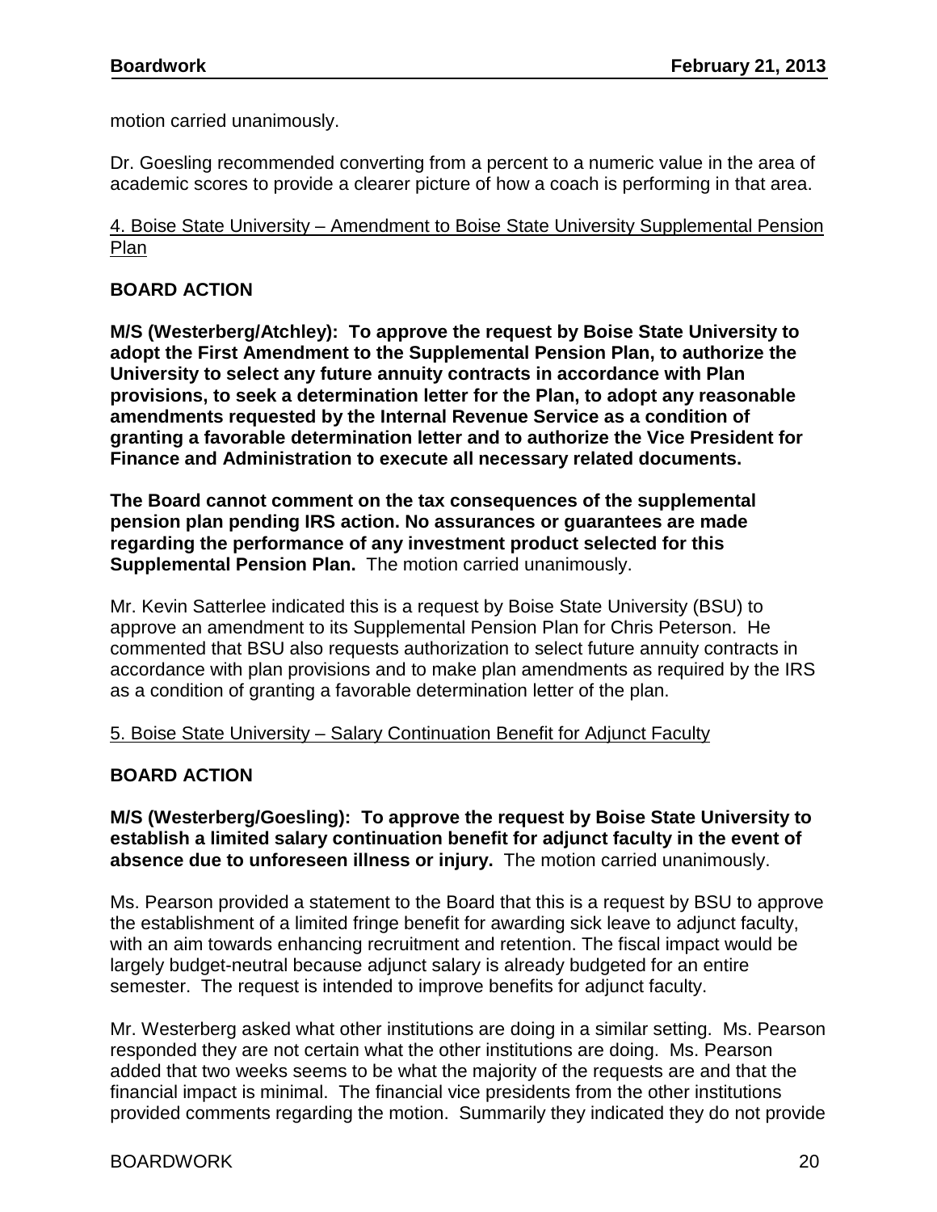motion carried unanimously.

Dr. Goesling recommended converting from a percent to a numeric value in the area of academic scores to provide a clearer picture of how a coach is performing in that area.

4. Boise State University – Amendment to Boise State University Supplemental Pension Plan

**BOARD ACTION**

**M/S (Westerberg/Atchley): To approve the request by Boise State University to adopt the First Amendment to the Supplemental Pension Plan, to authorize the University to select any future annuity contracts in accordance with Plan provisions, to seek a determination letter for the Plan, to adopt any reasonable amendments requested by the Internal Revenue Service as a condition of granting a favorable determination letter and to authorize the Vice President for Finance and Administration to execute all necessary related documents.**

**The Board cannot comment on the tax consequences of the supplemental pension plan pending IRS action. No assurances or guarantees are made regarding the performance of any investment product selected for this Supplemental Pension Plan.** The motion carried unanimously.

Mr. Kevin Satterlee indicated this is a request by Boise State University (BSU) to approve an amendment to its Supplemental Pension Plan for Chris Peterson. He commented that BSU also requests authorization to select future annuity contracts in accordance with plan provisions and to make plan amendments as required by the IRS as a condition of granting a favorable determination letter of the plan.

5. Boise State University – Salary Continuation Benefit for Adjunct Faculty

**BOARD ACTION**

**M/S (Westerberg/Goesling): To approve the request by Boise State University to establish a limited salary continuation benefit for adjunct faculty in the event of absence due to unforeseen illness or injury.** The motion carried unanimously.

Ms. Pearson provided a statement to the Board that this is a request by BSU to approve the establishment of a limited fringe benefit for awarding sick leave to adjunct faculty, with an aim towards enhancing recruitment and retention. The fiscal impact would be largely budget-neutral because adjunct salary is already budgeted for an entire semester. The request is intended to improve benefits for adjunct faculty.

Mr. Westerberg asked what other institutions are doing in a similar setting. Ms. Pearson responded they are not certain what the other institutions are doing. Ms. Pearson added that two weeks seems to be what the majority of the requests are and that the financial impact is minimal. The financial vice presidents from the other institutions provided comments regarding the motion. Summarily they indicated they do not provide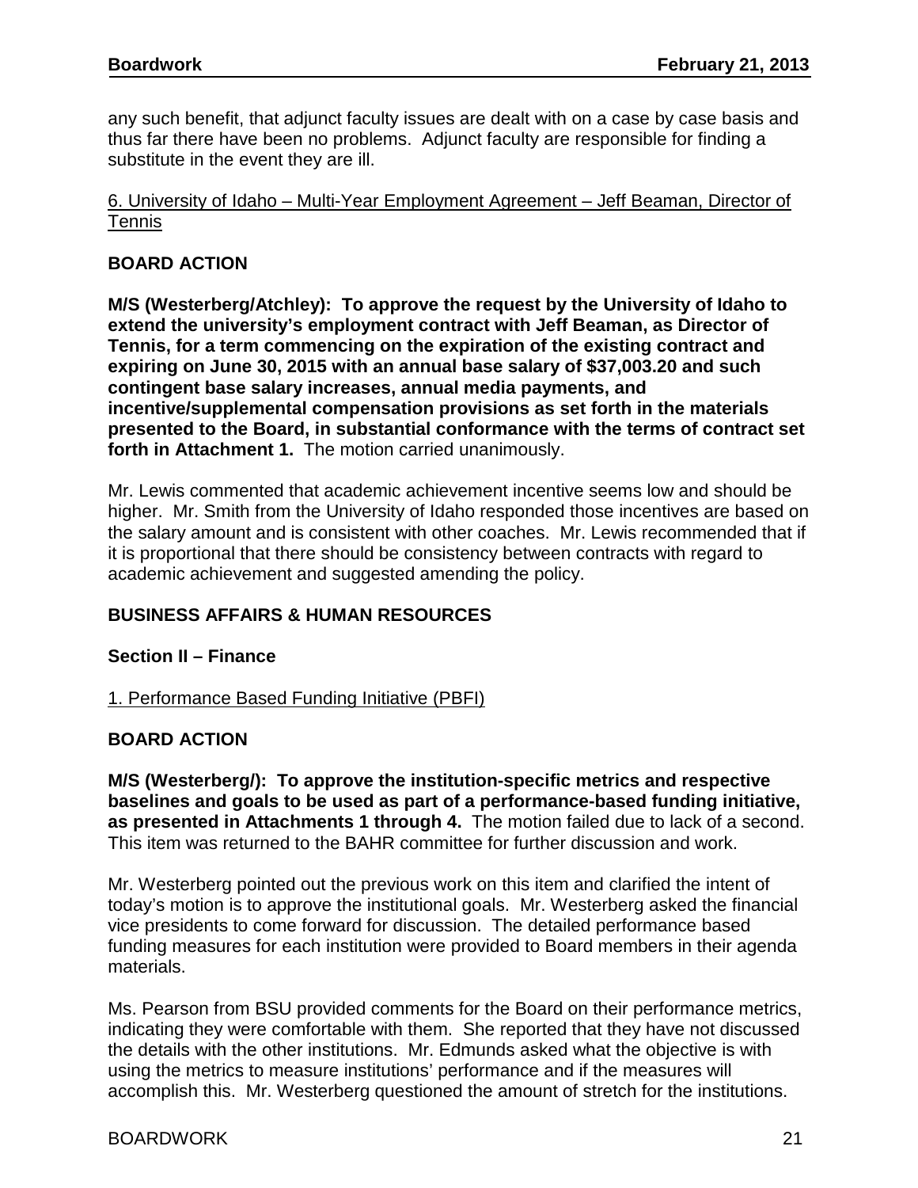any such benefit, that adjunct faculty issues are dealt with on a case by case basis and thus far there have been no problems. Adjunct faculty are responsible for finding a substitute in the event they are ill.

<u>6. University of Idaho – Multi-Year Employment Agreement – Jeff Beaman, Director of Tennis</u>

**BOARD ACTION**

**M/S (Westerberg/Atchley): To approve the request by the University of Idaho to extend the university's employment contract with Jeff Beaman, as Director of Tennis, for a term commencing on the expiration of the existing contract and expiring on June 30, 2015 with an annual base salary of $37,003.20 and such contingent base salary increases, annual media payments, and incentive/supplemental compensation provisions as set forth in the materials presented to the Board, in substantial conformance with the terms of contract set forth in Attachment 1.** The motion carried unanimously.

Mr. Lewis commented that academic achievement incentive seems low and should be higher. Mr. Smith from the University of Idaho responded those incentives are based on the salary amount and is consistent with other coaches. Mr. Lewis recommended that if it is proportional that there should be consistency between contracts with regard to academic achievement and suggested amending the policy.

## BUSINESS AFFAIRS & HUMAN RESOURCES

### Section II – Finance

<u>1. Performance Based Funding Initiative (PBFI)</u>

**BOARD ACTION**

**M/S (Westerberg/): To approve the institution-specific metrics and respective baselines and goals to be used as part of a performance-based funding initiative, as presented in Attachments 1 through 4.** The motion failed due to lack of a second. This item was returned to the BAHR committee for further discussion and work.

Mr. Westerberg pointed out the previous work on this item and clarified the intent of today's motion is to approve the institutional goals. Mr. Westerberg asked the financial vice presidents to come forward for discussion. The detailed performance based funding measures for each institution were provided to Board members in their agenda materials.

Ms. Pearson from BSU provided comments for the Board on their performance metrics, indicating they were comfortable with them. She reported that they have not discussed the details with the other institutions. Mr. Edmunds asked what the objective is with using the metrics to measure institutions' performance and if the measures will accomplish this. Mr. Westerberg questioned the amount of stretch for the institutions.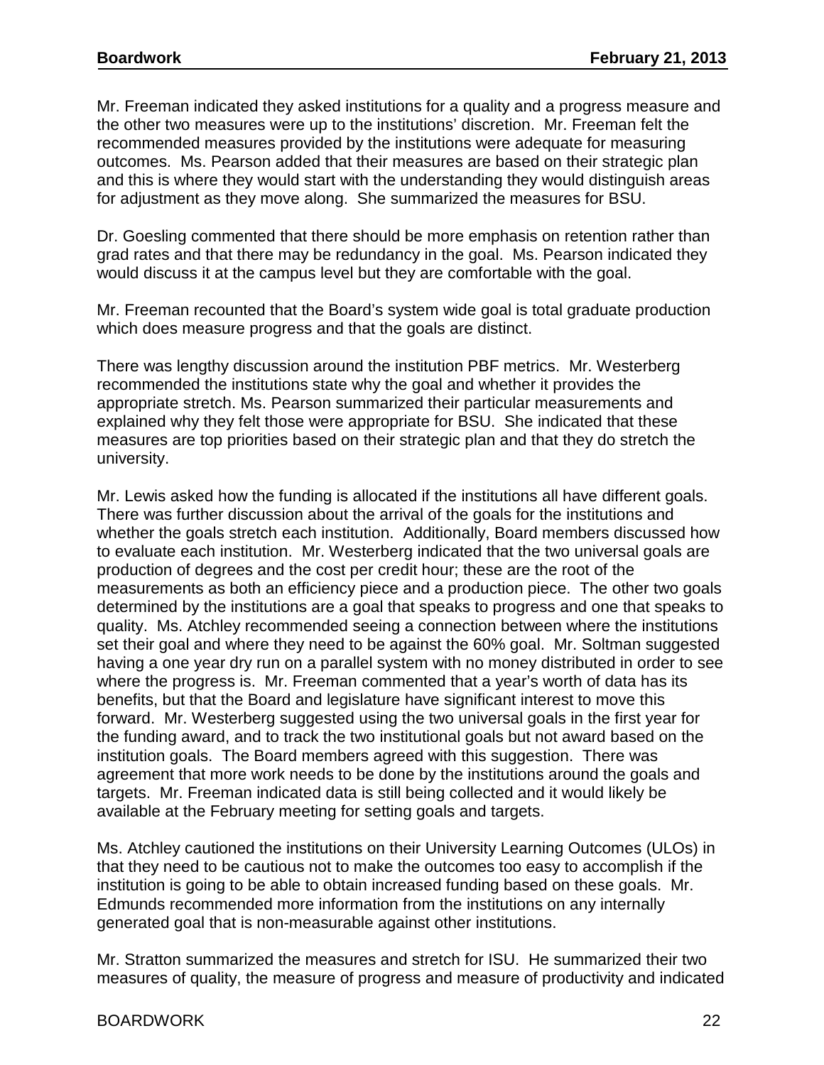Mr. Freeman indicated they asked institutions for a quality and a progress measure and the other two measures were up to the institutions' discretion. Mr. Freeman felt the recommended measures provided by the institutions were adequate for measuring outcomes. Ms. Pearson added that their measures are based on their strategic plan and this is where they would start with the understanding they would distinguish areas for adjustment as they move along. She summarized the measures for BSU.

Dr. Goesling commented that there should be more emphasis on retention rather than grad rates and that there may be redundancy in the goal. Ms. Pearson indicated they would discuss it at the campus level but they are comfortable with the goal.

Mr. Freeman recounted that the Board's system wide goal is total graduate production which does measure progress and that the goals are distinct.

There was lengthy discussion around the institution PBF metrics. Mr. Westerberg recommended the institutions state why the goal and whether it provides the appropriate stretch. Ms. Pearson summarized their particular measurements and explained why they felt those were appropriate for BSU. She indicated that these measures are top priorities based on their strategic plan and that they do stretch the university.

Mr. Lewis asked how the funding is allocated if the institutions all have different goals. There was further discussion about the arrival of the goals for the institutions and whether the goals stretch each institution. Additionally, Board members discussed how to evaluate each institution. Mr. Westerberg indicated that the two universal goals are production of degrees and the cost per credit hour; these are the root of the measurements as both an efficiency piece and a production piece. The other two goals determined by the institutions are a goal that speaks to progress and one that speaks to quality. Ms. Atchley recommended seeing a connection between where the institutions set their goal and where they need to be against the 60% goal. Mr. Soltman suggested having a one year dry run on a parallel system with no money distributed in order to see where the progress is. Mr. Freeman commented that a year's worth of data has its benefits, but that the Board and legislature have significant interest to move this forward. Mr. Westerberg suggested using the two universal goals in the first year for the funding award, and to track the two institutional goals but not award based on the institution goals. The Board members agreed with this suggestion. There was agreement that more work needs to be done by the institutions around the goals and targets. Mr. Freeman indicated data is still being collected and it would likely be available at the February meeting for setting goals and targets.

Ms. Atchley cautioned the institutions on their University Learning Outcomes (ULOs) in that they need to be cautious not to make the outcomes too easy to accomplish if the institution is going to be able to obtain increased funding based on these goals. Mr. Edmunds recommended more information from the institutions on any internally generated goal that is non-measurable against other institutions.

Mr. Stratton summarized the measures and stretch for ISU. He summarized their two measures of quality, the measure of progress and measure of productivity and indicated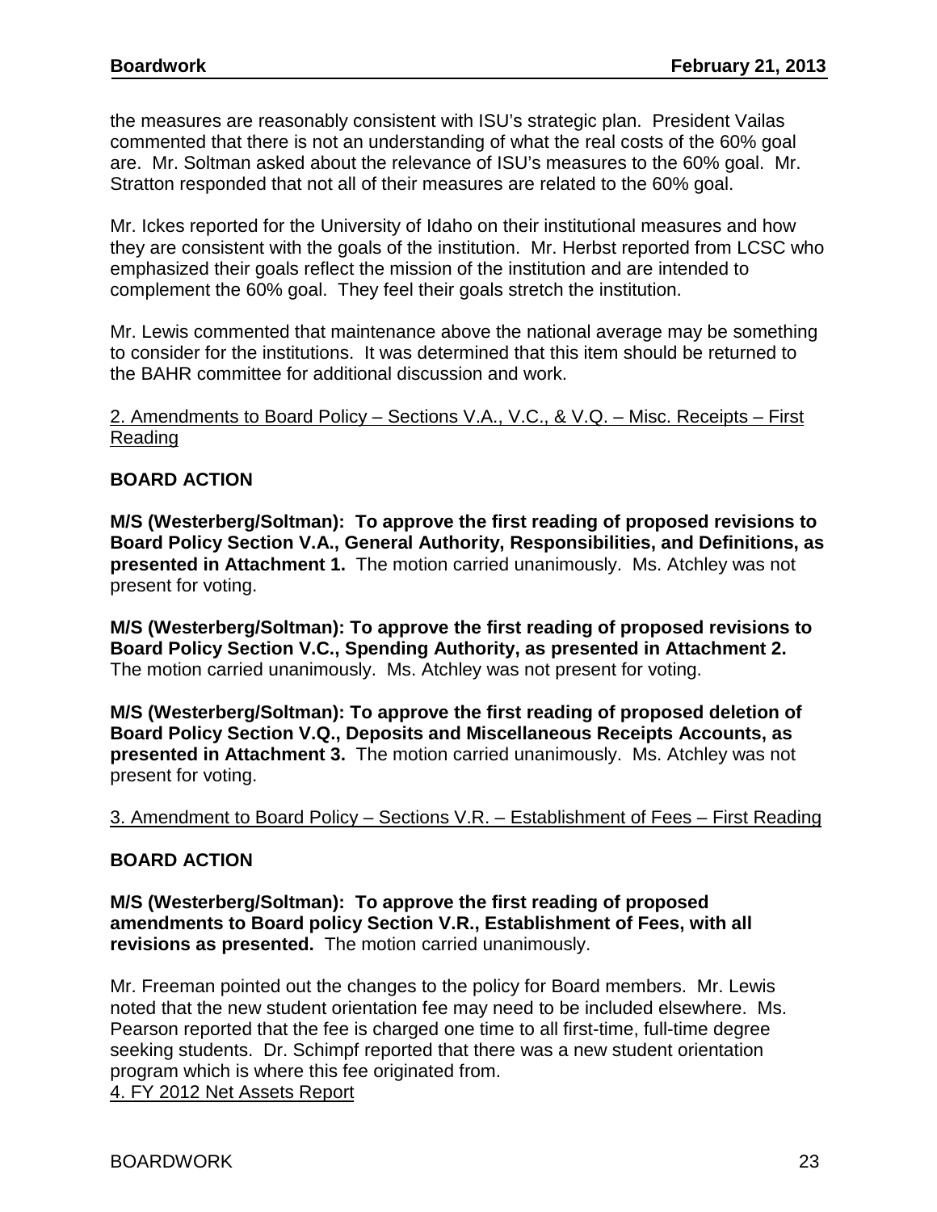the measures are reasonably consistent with ISU's strategic plan. President Vailas commented that there is not an understanding of what the real costs of the 60% goal are. Mr. Soltman asked about the relevance of ISU's measures to the 60% goal. Mr. Stratton responded that not all of their measures are related to the 60% goal.

Mr. Ickes reported for the University of Idaho on their institutional measures and how they are consistent with the goals of the institution. Mr. Herbst reported from LCSC who emphasized their goals reflect the mission of the institution and are intended to complement the 60% goal. They feel their goals stretch the institution.

Mr. Lewis commented that maintenance above the national average may be something to consider for the institutions. It was determined that this item should be returned to the BAHR committee for additional discussion and work.

<u>2. Amendments to Board Policy – Sections V.A., V.C., & V.Q. – Misc. Receipts – First Reading</u>

**BOARD ACTION**

**M/S (Westerberg/Soltman): To approve the first reading of proposed revisions to Board Policy Section V.A., General Authority, Responsibilities, and Definitions, as presented in Attachment 1.** The motion carried unanimously. Ms. Atchley was not present for voting.

**M/S (Westerberg/Soltman): To approve the first reading of proposed revisions to Board Policy Section V.C., Spending Authority, as presented in Attachment 2.** The motion carried unanimously. Ms. Atchley was not present for voting.

**M/S (Westerberg/Soltman): To approve the first reading of proposed deletion of Board Policy Section V.Q., Deposits and Miscellaneous Receipts Accounts, as presented in Attachment 3.** The motion carried unanimously. Ms. Atchley was not present for voting.

<u>3. Amendment to Board Policy – Sections V.R. – Establishment of Fees – First Reading</u>

**BOARD ACTION**

**M/S (Westerberg/Soltman): To approve the first reading of proposed amendments to Board policy Section V.R., Establishment of Fees, with all revisions as presented.** The motion carried unanimously.

Mr. Freeman pointed out the changes to the policy for Board members. Mr. Lewis noted that the new student orientation fee may need to be included elsewhere. Ms. Pearson reported that the fee is charged one time to all first-time, full-time degree seeking students. Dr. Schimpf reported that there was a new student orientation program which is where this fee originated from.

<u>4. FY 2012 Net Assets Report</u>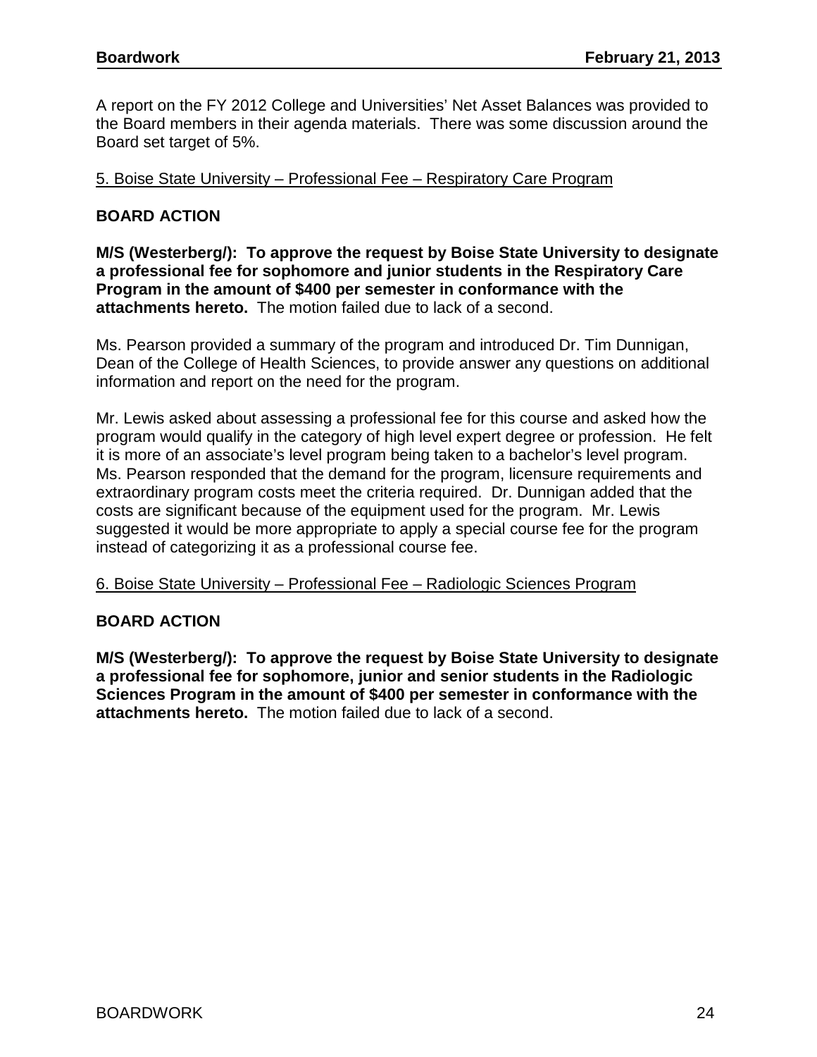A report on the FY 2012 College and Universities' Net Asset Balances was provided to the Board members in their agenda materials. There was some discussion around the Board set target of 5%.

<u>5. Boise State University – Professional Fee – Respiratory Care Program</u>

**BOARD ACTION**

**M/S (Westerberg/): To approve the request by Boise State University to designate a professional fee for sophomore and junior students in the Respiratory Care Program in the amount of $400 per semester in conformance with the attachments hereto.** The motion failed due to lack of a second.

Ms. Pearson provided a summary of the program and introduced Dr. Tim Dunnigan, Dean of the College of Health Sciences, to provide answer any questions on additional information and report on the need for the program.

Mr. Lewis asked about assessing a professional fee for this course and asked how the program would qualify in the category of high level expert degree or profession. He felt it is more of an associate's level program being taken to a bachelor's level program. Ms. Pearson responded that the demand for the program, licensure requirements and extraordinary program costs meet the criteria required. Dr. Dunnigan added that the costs are significant because of the equipment used for the program. Mr. Lewis suggested it would be more appropriate to apply a special course fee for the program instead of categorizing it as a professional course fee.

<u>6. Boise State University – Professional Fee – Radiologic Sciences Program</u>

**BOARD ACTION**

**M/S (Westerberg/): To approve the request by Boise State University to designate a professional fee for sophomore, junior and senior students in the Radiologic Sciences Program in the amount of $400 per semester in conformance with the attachments hereto.** The motion failed due to lack of a second.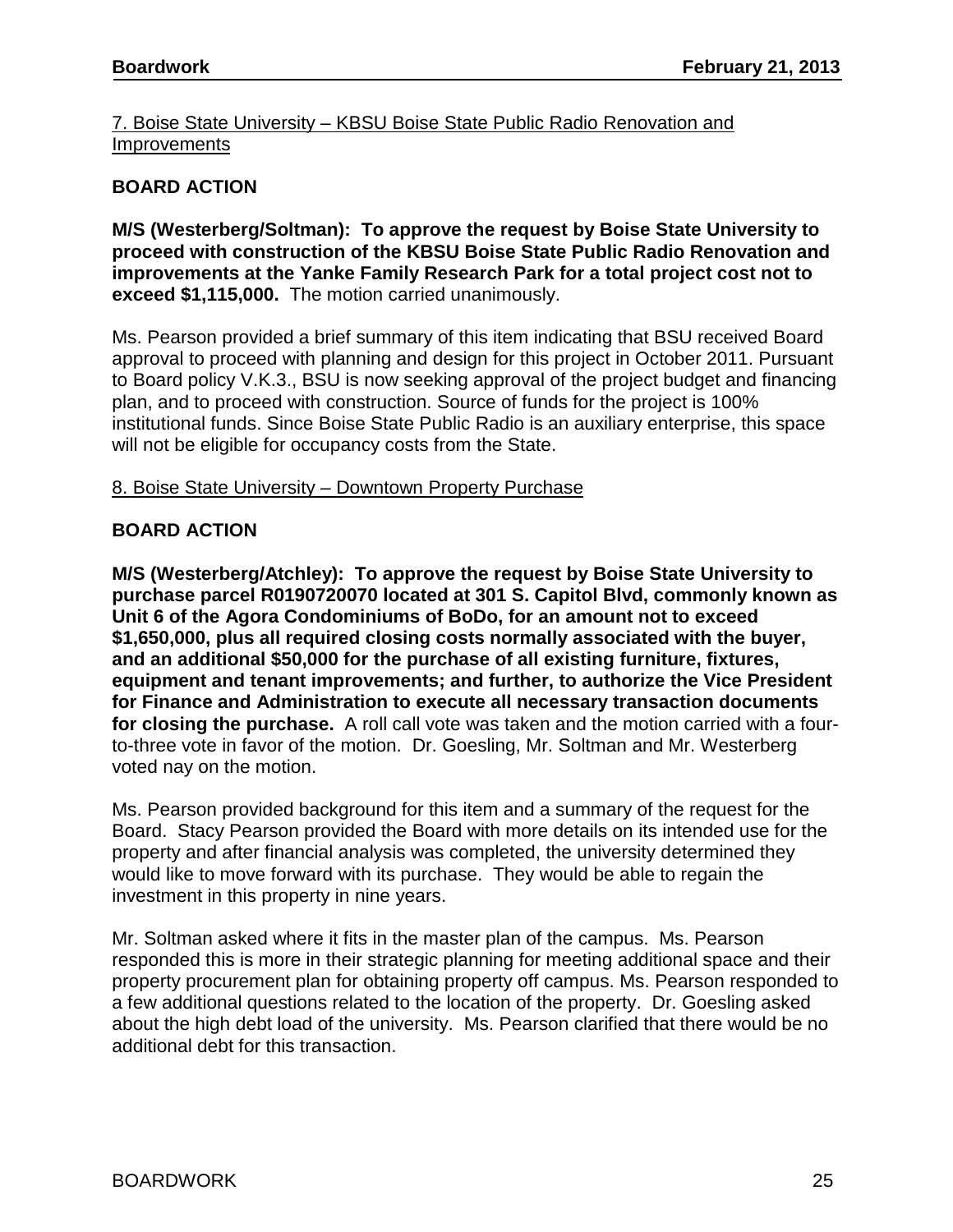7. Boise State University – KBSU Boise State Public Radio Renovation and Improvements

**BOARD ACTION**

**M/S (Westerberg/Soltman): To approve the request by Boise State University to proceed with construction of the KBSU Boise State Public Radio Renovation and improvements at the Yanke Family Research Park for a total project cost not to exceed $1,115,000.** The motion carried unanimously.

Ms. Pearson provided a brief summary of this item indicating that BSU received Board approval to proceed with planning and design for this project in October 2011. Pursuant to Board policy V.K.3., BSU is now seeking approval of the project budget and financing plan, and to proceed with construction. Source of funds for the project is 100% institutional funds. Since Boise State Public Radio is an auxiliary enterprise, this space will not be eligible for occupancy costs from the State.

8. Boise State University – Downtown Property Purchase

**BOARD ACTION**

**M/S (Westerberg/Atchley): To approve the request by Boise State University to purchase parcel R0190720070 located at 301 S. Capitol Blvd, commonly known as Unit 6 of the Agora Condominiums of BoDo, for an amount not to exceed $1,650,000, plus all required closing costs normally associated with the buyer, and an additional $50,000 for the purchase of all existing furniture, fixtures, equipment and tenant improvements; and further, to authorize the Vice President for Finance and Administration to execute all necessary transaction documents for closing the purchase.** A roll call vote was taken and the motion carried with a four-to-three vote in favor of the motion. Dr. Goesling, Mr. Soltman and Mr. Westerberg voted nay on the motion.

Ms. Pearson provided background for this item and a summary of the request for the Board. Stacy Pearson provided the Board with more details on its intended use for the property and after financial analysis was completed, the university determined they would like to move forward with its purchase. They would be able to regain the investment in this property in nine years.

Mr. Soltman asked where it fits in the master plan of the campus. Ms. Pearson responded this is more in their strategic planning for meeting additional space and their property procurement plan for obtaining property off campus. Ms. Pearson responded to a few additional questions related to the location of the property. Dr. Goesling asked about the high debt load of the university. Ms. Pearson clarified that there would be no additional debt for this transaction.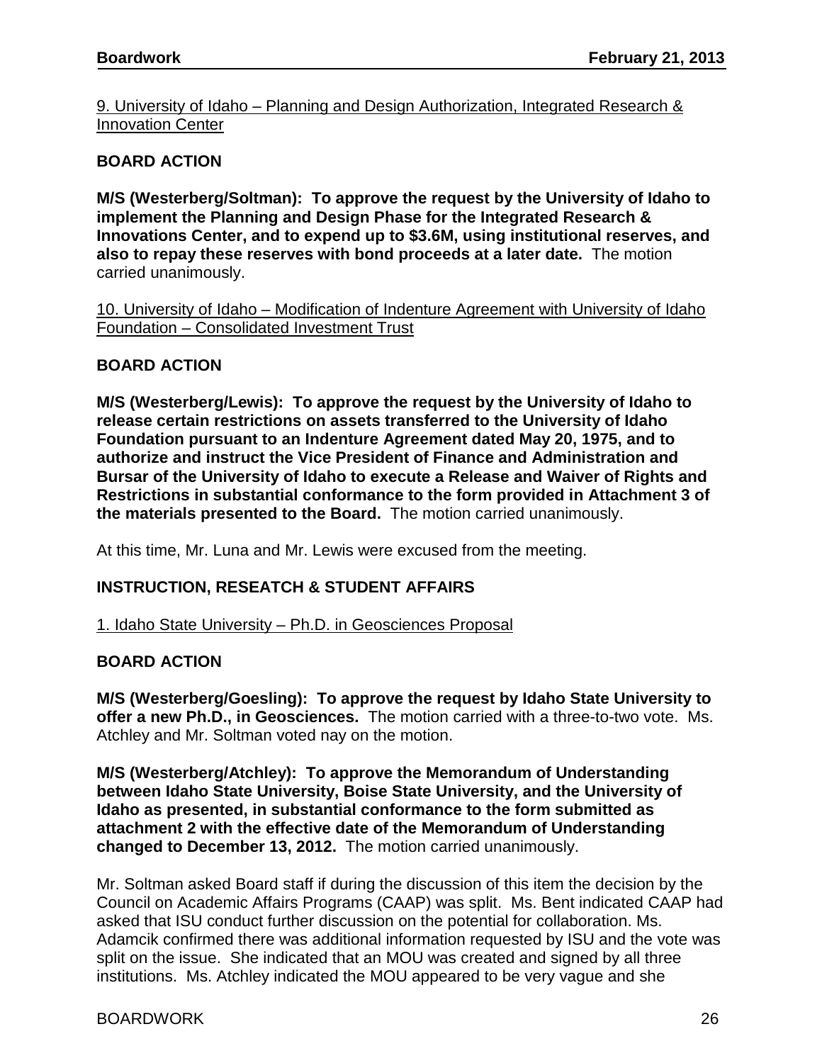9. University of Idaho – Planning and Design Authorization, Integrated Research & Innovation Center

**BOARD ACTION**

**M/S (Westerberg/Soltman): To approve the request by the University of Idaho to implement the Planning and Design Phase for the Integrated Research & Innovations Center, and to expend up to $3.6M, using institutional reserves, and also to repay these reserves with bond proceeds at a later date.** The motion carried unanimously.

10. University of Idaho – Modification of Indenture Agreement with University of Idaho Foundation – Consolidated Investment Trust

**BOARD ACTION**

**M/S (Westerberg/Lewis): To approve the request by the University of Idaho to release certain restrictions on assets transferred to the University of Idaho Foundation pursuant to an Indenture Agreement dated May 20, 1975, and to authorize and instruct the Vice President of Finance and Administration and Bursar of the University of Idaho to execute a Release and Waiver of Rights and Restrictions in substantial conformance to the form provided in Attachment 3 of the materials presented to the Board.** The motion carried unanimously.

At this time, Mr. Luna and Mr. Lewis were excused from the meeting.

**INSTRUCTION, RESEATCH & STUDENT AFFAIRS**

1. Idaho State University – Ph.D. in Geosciences Proposal

**BOARD ACTION**

**M/S (Westerberg/Goesling): To approve the request by Idaho State University to offer a new Ph.D., in Geosciences.** The motion carried with a three-to-two vote. Ms. Atchley and Mr. Soltman voted nay on the motion.

**M/S (Westerberg/Atchley): To approve the Memorandum of Understanding between Idaho State University, Boise State University, and the University of Idaho as presented, in substantial conformance to the form submitted as attachment 2 with the effective date of the Memorandum of Understanding changed to December 13, 2012.** The motion carried unanimously.

Mr. Soltman asked Board staff if during the discussion of this item the decision by the Council on Academic Affairs Programs (CAAP) was split. Ms. Bent indicated CAAP had asked that ISU conduct further discussion on the potential for collaboration. Ms. Adamcik confirmed there was additional information requested by ISU and the vote was split on the issue. She indicated that an MOU was created and signed by all three institutions. Ms. Atchley indicated the MOU appeared to be very vague and she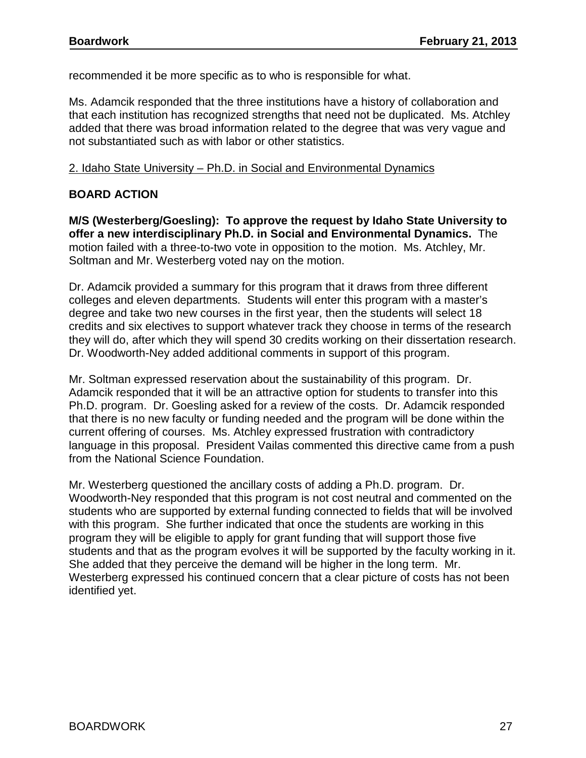recommended it be more specific as to who is responsible for what.

Ms. Adamcik responded that the three institutions have a history of collaboration and that each institution has recognized strengths that need not be duplicated. Ms. Atchley added that there was broad information related to the degree that was very vague and not substantiated such as with labor or other statistics.

2. Idaho State University – Ph.D. in Social and Environmental Dynamics

**BOARD ACTION**

**M/S (Westerberg/Goesling): To approve the request by Idaho State University to offer a new interdisciplinary Ph.D. in Social and Environmental Dynamics.** The motion failed with a three-to-two vote in opposition to the motion. Ms. Atchley, Mr. Soltman and Mr. Westerberg voted nay on the motion.

Dr. Adamcik provided a summary for this program that it draws from three different colleges and eleven departments. Students will enter this program with a master's degree and take two new courses in the first year, then the students will select 18 credits and six electives to support whatever track they choose in terms of the research they will do, after which they will spend 30 credits working on their dissertation research. Dr. Woodworth-Ney added additional comments in support of this program.

Mr. Soltman expressed reservation about the sustainability of this program. Dr. Adamcik responded that it will be an attractive option for students to transfer into this Ph.D. program. Dr. Goesling asked for a review of the costs. Dr. Adamcik responded that there is no new faculty or funding needed and the program will be done within the current offering of courses. Ms. Atchley expressed frustration with contradictory language in this proposal. President Vailas commented this directive came from a push from the National Science Foundation.

Mr. Westerberg questioned the ancillary costs of adding a Ph.D. program. Dr. Woodworth-Ney responded that this program is not cost neutral and commented on the students who are supported by external funding connected to fields that will be involved with this program. She further indicated that once the students are working in this program they will be eligible to apply for grant funding that will support those five students and that as the program evolves it will be supported by the faculty working in it. She added that they perceive the demand will be higher in the long term. Mr. Westerberg expressed his continued concern that a clear picture of costs has not been identified yet.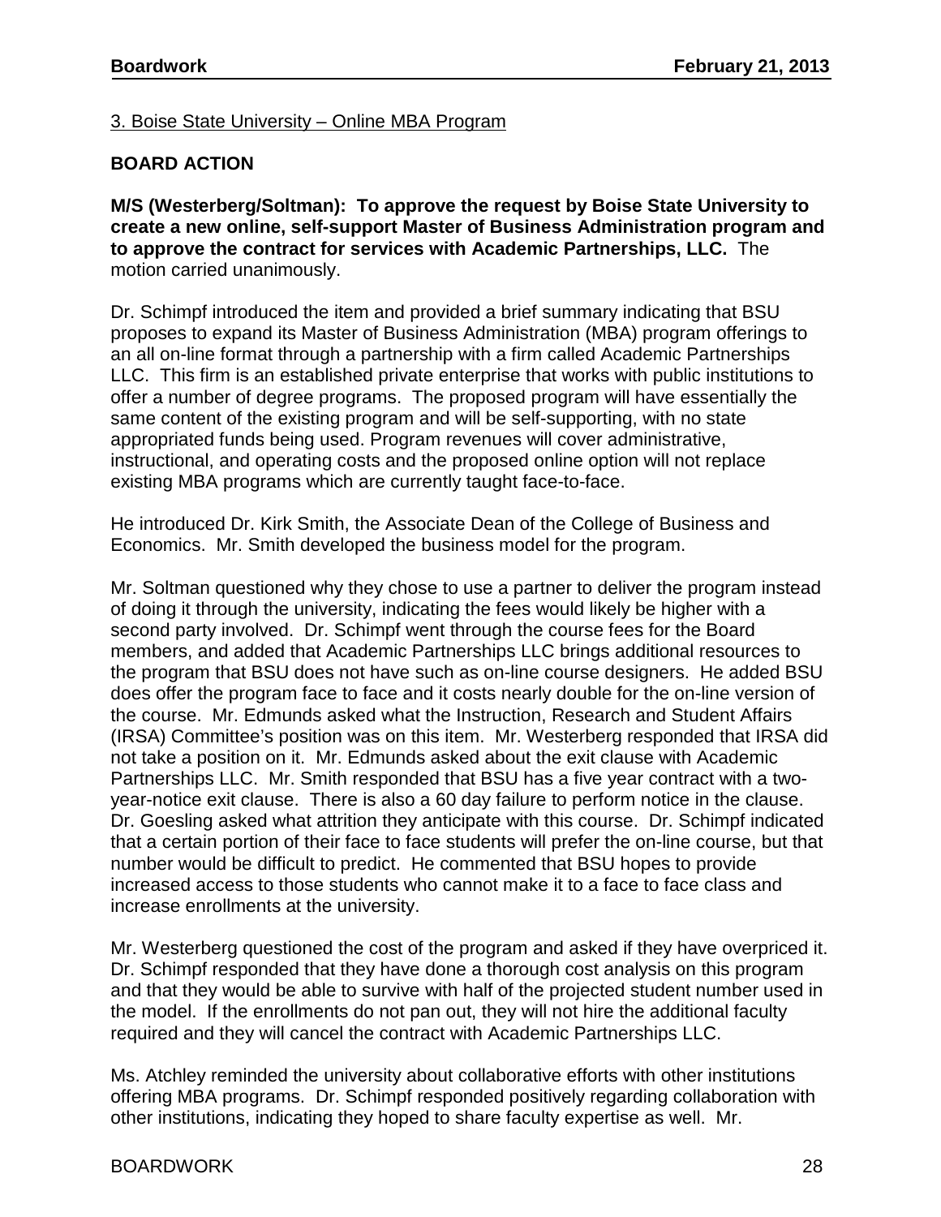3. Boise State University – Online MBA Program

**BOARD ACTION**

**M/S (Westerberg/Soltman): To approve the request by Boise State University to create a new online, self-support Master of Business Administration program and to approve the contract for services with Academic Partnerships, LLC.** The motion carried unanimously.

Dr. Schimpf introduced the item and provided a brief summary indicating that BSU proposes to expand its Master of Business Administration (MBA) program offerings to an all on-line format through a partnership with a firm called Academic Partnerships LLC. This firm is an established private enterprise that works with public institutions to offer a number of degree programs. The proposed program will have essentially the same content of the existing program and will be self-supporting, with no state appropriated funds being used. Program revenues will cover administrative, instructional, and operating costs and the proposed online option will not replace existing MBA programs which are currently taught face-to-face.

He introduced Dr. Kirk Smith, the Associate Dean of the College of Business and Economics. Mr. Smith developed the business model for the program.

Mr. Soltman questioned why they chose to use a partner to deliver the program instead of doing it through the university, indicating the fees would likely be higher with a second party involved. Dr. Schimpf went through the course fees for the Board members, and added that Academic Partnerships LLC brings additional resources to the program that BSU does not have such as on-line course designers. He added BSU does offer the program face to face and it costs nearly double for the on-line version of the course. Mr. Edmunds asked what the Instruction, Research and Student Affairs (IRSA) Committee's position was on this item. Mr. Westerberg responded that IRSA did not take a position on it. Mr. Edmunds asked about the exit clause with Academic Partnerships LLC. Mr. Smith responded that BSU has a five year contract with a two-year-notice exit clause. There is also a 60 day failure to perform notice in the clause. Dr. Goesling asked what attrition they anticipate with this course. Dr. Schimpf indicated that a certain portion of their face to face students will prefer the on-line course, but that number would be difficult to predict. He commented that BSU hopes to provide increased access to those students who cannot make it to a face to face class and increase enrollments at the university.

Mr. Westerberg questioned the cost of the program and asked if they have overpriced it. Dr. Schimpf responded that they have done a thorough cost analysis on this program and that they would be able to survive with half of the projected student number used in the model. If the enrollments do not pan out, they will not hire the additional faculty required and they will cancel the contract with Academic Partnerships LLC.

Ms. Atchley reminded the university about collaborative efforts with other institutions offering MBA programs. Dr. Schimpf responded positively regarding collaboration with other institutions, indicating they hoped to share faculty expertise as well. Mr.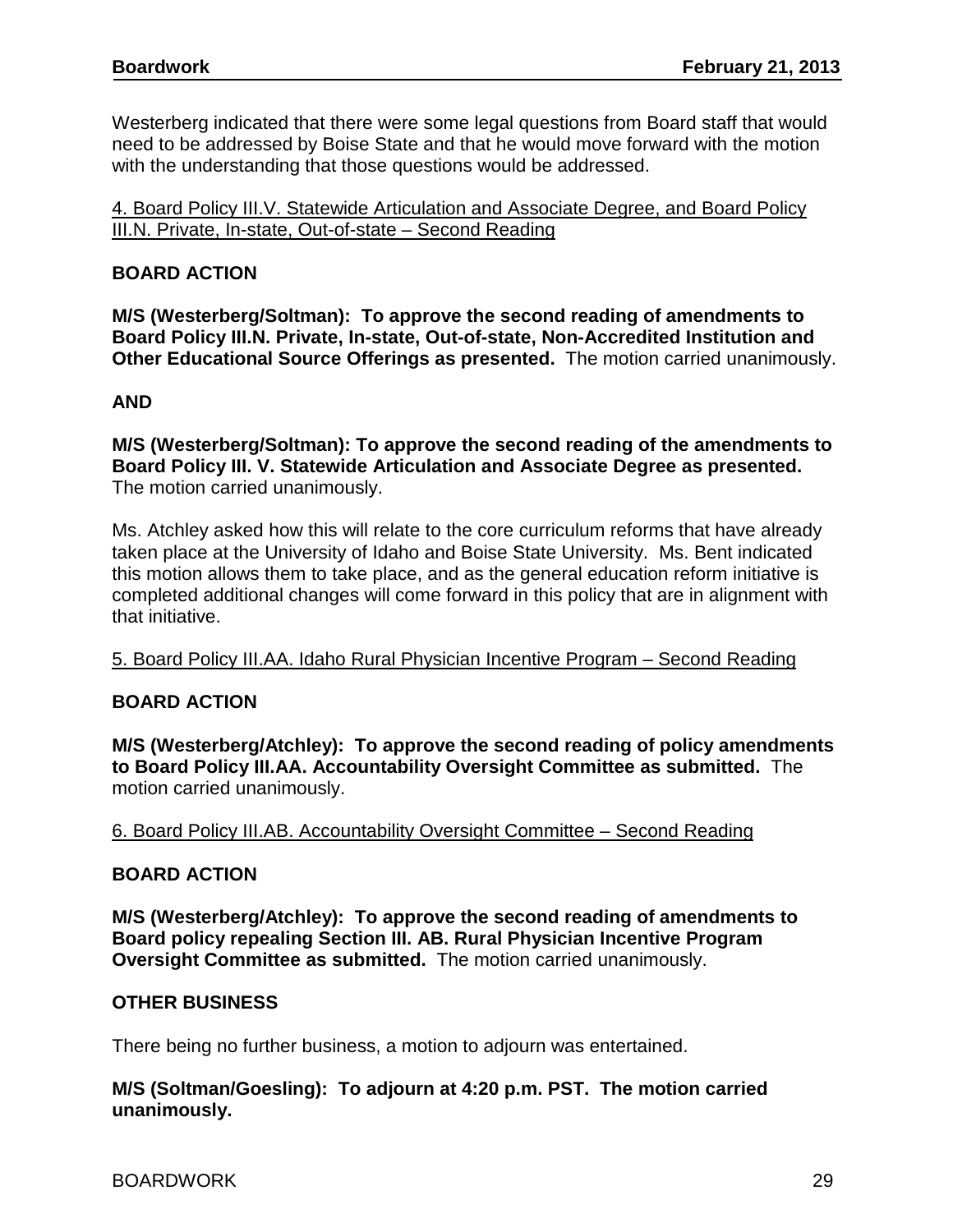Westerberg indicated that there were some legal questions from Board staff that would need to be addressed by Boise State and that he would move forward with the motion with the understanding that those questions would be addressed.

<u>4. Board Policy III.V. Statewide Articulation and Associate Degree, and Board Policy III.N. Private, In-state, Out-of-state – Second Reading</u>

**BOARD ACTION**

**M/S (Westerberg/Soltman): To approve the second reading of amendments to Board Policy III.N. Private, In-state, Out-of-state, Non-Accredited Institution and Other Educational Source Offerings as presented.** The motion carried unanimously.

**AND**

**M/S (Westerberg/Soltman): To approve the second reading of the amendments to Board Policy III. V. Statewide Articulation and Associate Degree as presented.** The motion carried unanimously.

Ms. Atchley asked how this will relate to the core curriculum reforms that have already taken place at the University of Idaho and Boise State University. Ms. Bent indicated this motion allows them to take place, and as the general education reform initiative is completed additional changes will come forward in this policy that are in alignment with that initiative.

<u>5. Board Policy III.AA. Idaho Rural Physician Incentive Program – Second Reading</u>

**BOARD ACTION**

**M/S (Westerberg/Atchley): To approve the second reading of policy amendments to Board Policy III.AA. Accountability Oversight Committee as submitted.** The motion carried unanimously.

<u>6. Board Policy III.AB. Accountability Oversight Committee – Second Reading</u>

**BOARD ACTION**

**M/S (Westerberg/Atchley): To approve the second reading of amendments to Board policy repealing Section III. AB. Rural Physician Incentive Program Oversight Committee as submitted.** The motion carried unanimously.

**OTHER BUSINESS**

There being no further business, a motion to adjourn was entertained.

**M/S (Soltman/Goesling): To adjourn at 4:20 p.m. PST. The motion carried unanimously.**